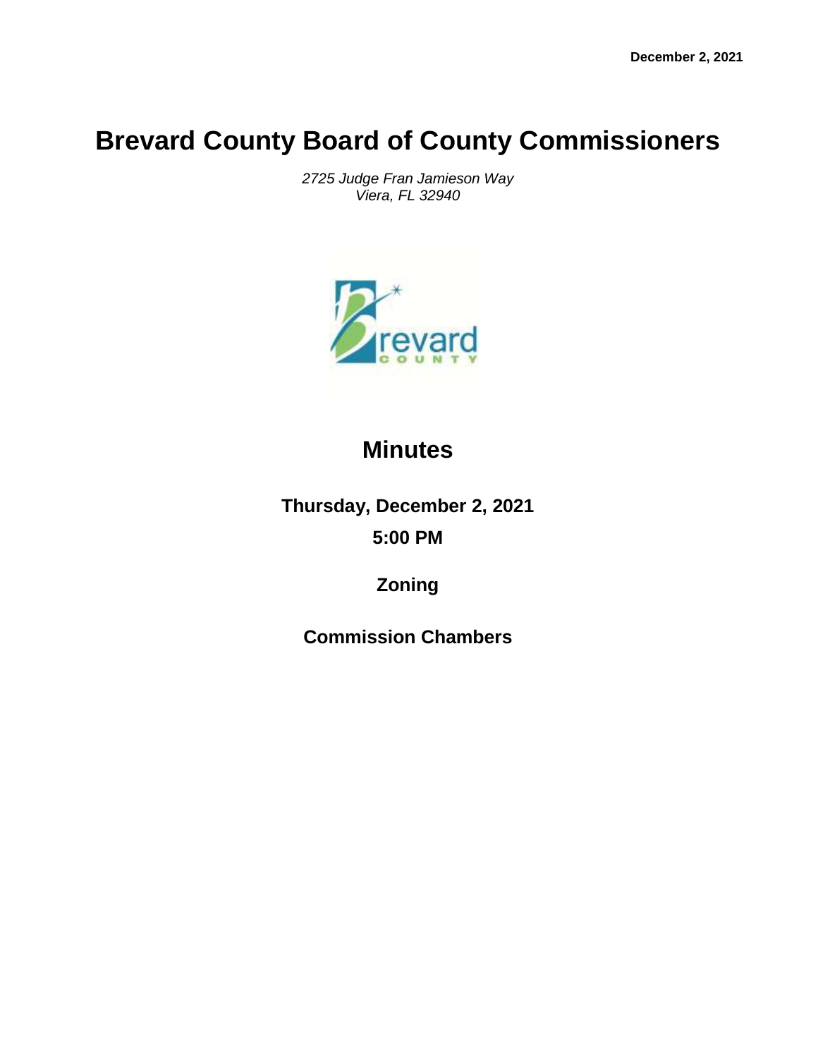December 2, 2021

# Brevard County Board of County Commissioners

*2725 Judge Fran Jamieson Way*
*Viera, FL 32940*

## Minutes

**Thursday, December 2, 2021**

**5:00 PM**

**Zoning**

**Commission Chambers**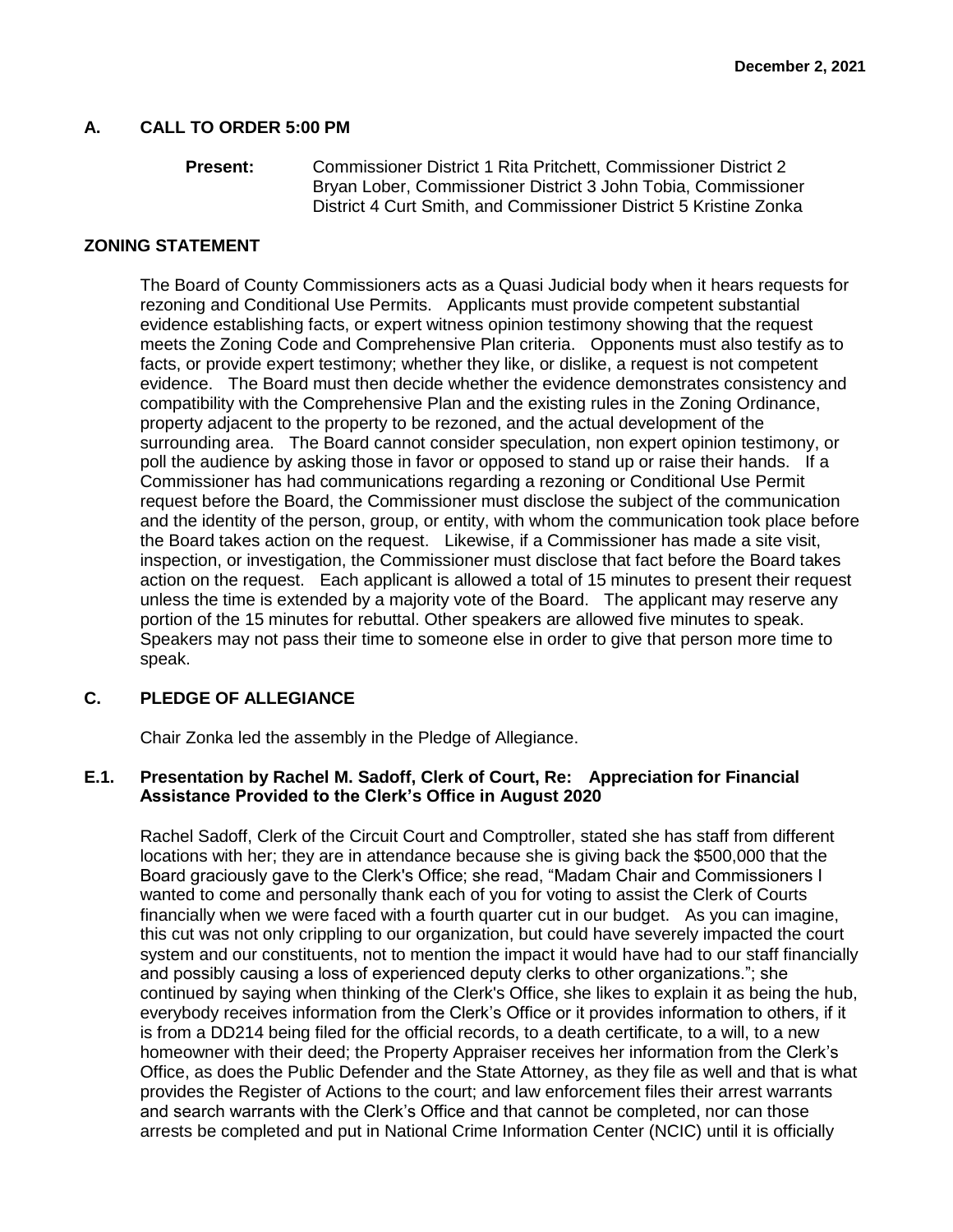**December 2, 2021**

## A. CALL TO ORDER 5:00 PM

**Present:** Commissioner District 1 Rita Pritchett, Commissioner District 2 Bryan Lober, Commissioner District 3 John Tobia, Commissioner District 4 Curt Smith, and Commissioner District 5 Kristine Zonka

## ZONING STATEMENT

The Board of County Commissioners acts as a Quasi Judicial body when it hears requests for rezoning and Conditional Use Permits. Applicants must provide competent substantial evidence establishing facts, or expert witness opinion testimony showing that the request meets the Zoning Code and Comprehensive Plan criteria. Opponents must also testify as to facts, or provide expert testimony; whether they like, or dislike, a request is not competent evidence. The Board must then decide whether the evidence demonstrates consistency and compatibility with the Comprehensive Plan and the existing rules in the Zoning Ordinance, property adjacent to the property to be rezoned, and the actual development of the surrounding area. The Board cannot consider speculation, non expert opinion testimony, or poll the audience by asking those in favor or opposed to stand up or raise their hands. If a Commissioner has had communications regarding a rezoning or Conditional Use Permit request before the Board, the Commissioner must disclose the subject of the communication and the identity of the person, group, or entity, with whom the communication took place before the Board takes action on the request. Likewise, if a Commissioner has made a site visit, inspection, or investigation, the Commissioner must disclose that fact before the Board takes action on the request. Each applicant is allowed a total of 15 minutes to present their request unless the time is extended by a majority vote of the Board. The applicant may reserve any portion of the 15 minutes for rebuttal. Other speakers are allowed five minutes to speak. Speakers may not pass their time to someone else in order to give that person more time to speak.

## C. PLEDGE OF ALLEGIANCE

Chair Zonka led the assembly in the Pledge of Allegiance.

## E.1. Presentation by Rachel M. Sadoff, Clerk of Court, Re: Appreciation for Financial Assistance Provided to the Clerk's Office in August 2020

Rachel Sadoff, Clerk of the Circuit Court and Comptroller, stated she has staff from different locations with her; they are in attendance because she is giving back the $500,000 that the Board graciously gave to the Clerk's Office; she read, "Madam Chair and Commissioners I wanted to come and personally thank each of you for voting to assist the Clerk of Courts financially when we were faced with a fourth quarter cut in our budget. As you can imagine, this cut was not only crippling to our organization, but could have severely impacted the court system and our constituents, not to mention the impact it would have had to our staff financially and possibly causing a loss of experienced deputy clerks to other organizations."; she continued by saying when thinking of the Clerk's Office, she likes to explain it as being the hub, everybody receives information from the Clerk's Office or it provides information to others, if it is from a DD214 being filed for the official records, to a death certificate, to a will, to a new homeowner with their deed; the Property Appraiser receives her information from the Clerk's Office, as does the Public Defender and the State Attorney, as they file as well and that is what provides the Register of Actions to the court; and law enforcement files their arrest warrants and search warrants with the Clerk's Office and that cannot be completed, nor can those arrests be completed and put in National Crime Information Center (NCIC) until it is officially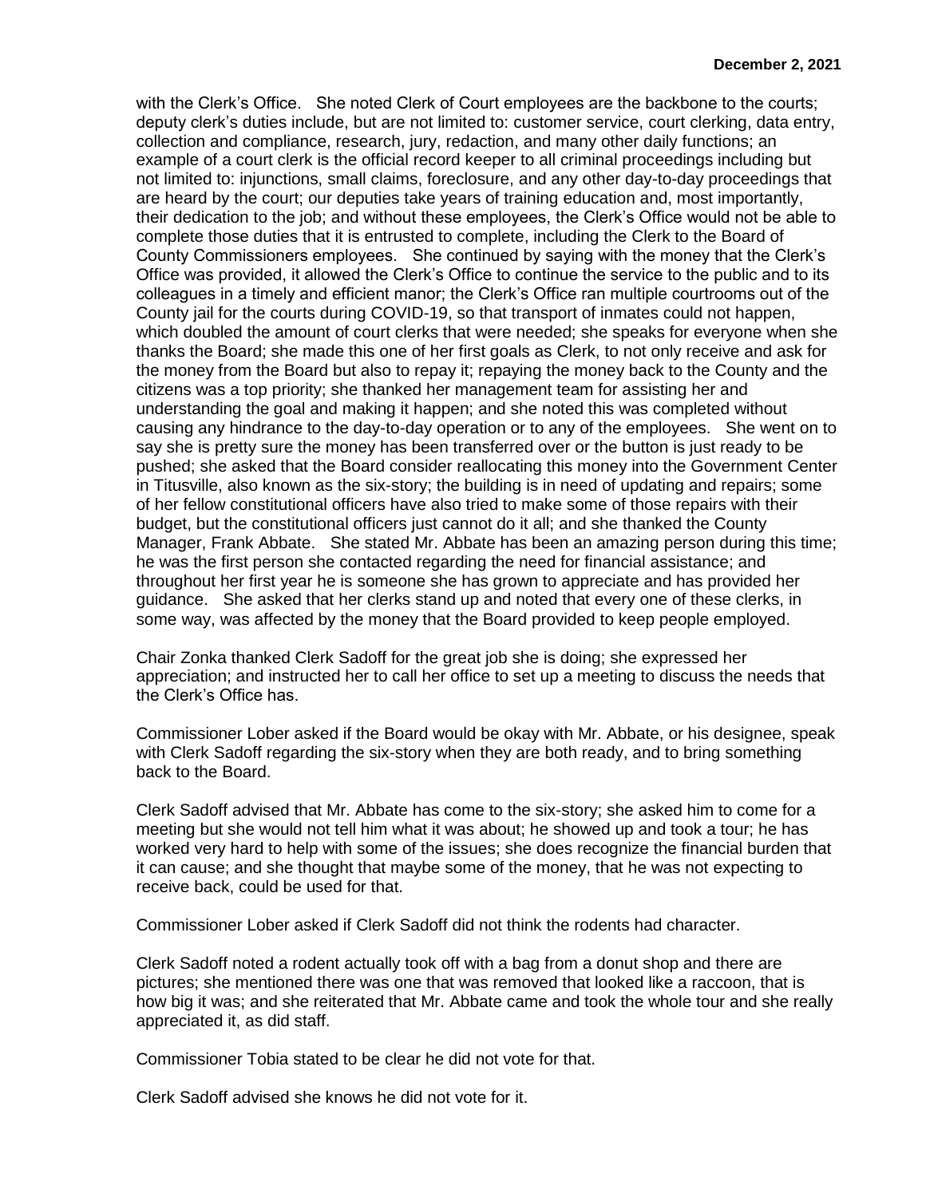with the Clerk's Office. She noted Clerk of Court employees are the backbone to the courts; deputy clerk's duties include, but are not limited to: customer service, court clerking, data entry, collection and compliance, research, jury, redaction, and many other daily functions; an example of a court clerk is the official record keeper to all criminal proceedings including but not limited to: injunctions, small claims, foreclosure, and any other day-to-day proceedings that are heard by the court; our deputies take years of training education and, most importantly, their dedication to the job; and without these employees, the Clerk's Office would not be able to complete those duties that it is entrusted to complete, including the Clerk to the Board of County Commissioners employees. She continued by saying with the money that the Clerk's Office was provided, it allowed the Clerk's Office to continue the service to the public and to its colleagues in a timely and efficient manor; the Clerk's Office ran multiple courtrooms out of the County jail for the courts during COVID-19, so that transport of inmates could not happen, which doubled the amount of court clerks that were needed; she speaks for everyone when she thanks the Board; she made this one of her first goals as Clerk, to not only receive and ask for the money from the Board but also to repay it; repaying the money back to the County and the citizens was a top priority; she thanked her management team for assisting her and understanding the goal and making it happen; and she noted this was completed without causing any hindrance to the day-to-day operation or to any of the employees. She went on to say she is pretty sure the money has been transferred over or the button is just ready to be pushed; she asked that the Board consider reallocating this money into the Government Center in Titusville, also known as the six-story; the building is in need of updating and repairs; some of her fellow constitutional officers have also tried to make some of those repairs with their budget, but the constitutional officers just cannot do it all; and she thanked the County Manager, Frank Abbate. She stated Mr. Abbate has been an amazing person during this time; he was the first person she contacted regarding the need for financial assistance; and throughout her first year he is someone she has grown to appreciate and has provided her guidance. She asked that her clerks stand up and noted that every one of these clerks, in some way, was affected by the money that the Board provided to keep people employed.

Chair Zonka thanked Clerk Sadoff for the great job she is doing; she expressed her appreciation; and instructed her to call her office to set up a meeting to discuss the needs that the Clerk's Office has.

Commissioner Lober asked if the Board would be okay with Mr. Abbate, or his designee, speak with Clerk Sadoff regarding the six-story when they are both ready, and to bring something back to the Board.

Clerk Sadoff advised that Mr. Abbate has come to the six-story; she asked him to come for a meeting but she would not tell him what it was about; he showed up and took a tour; he has worked very hard to help with some of the issues; she does recognize the financial burden that it can cause; and she thought that maybe some of the money, that he was not expecting to receive back, could be used for that.

Commissioner Lober asked if Clerk Sadoff did not think the rodents had character.

Clerk Sadoff noted a rodent actually took off with a bag from a donut shop and there are pictures; she mentioned there was one that was removed that looked like a raccoon, that is how big it was; and she reiterated that Mr. Abbate came and took the whole tour and she really appreciated it, as did staff.

Commissioner Tobia stated to be clear he did not vote for that.

Clerk Sadoff advised she knows he did not vote for it.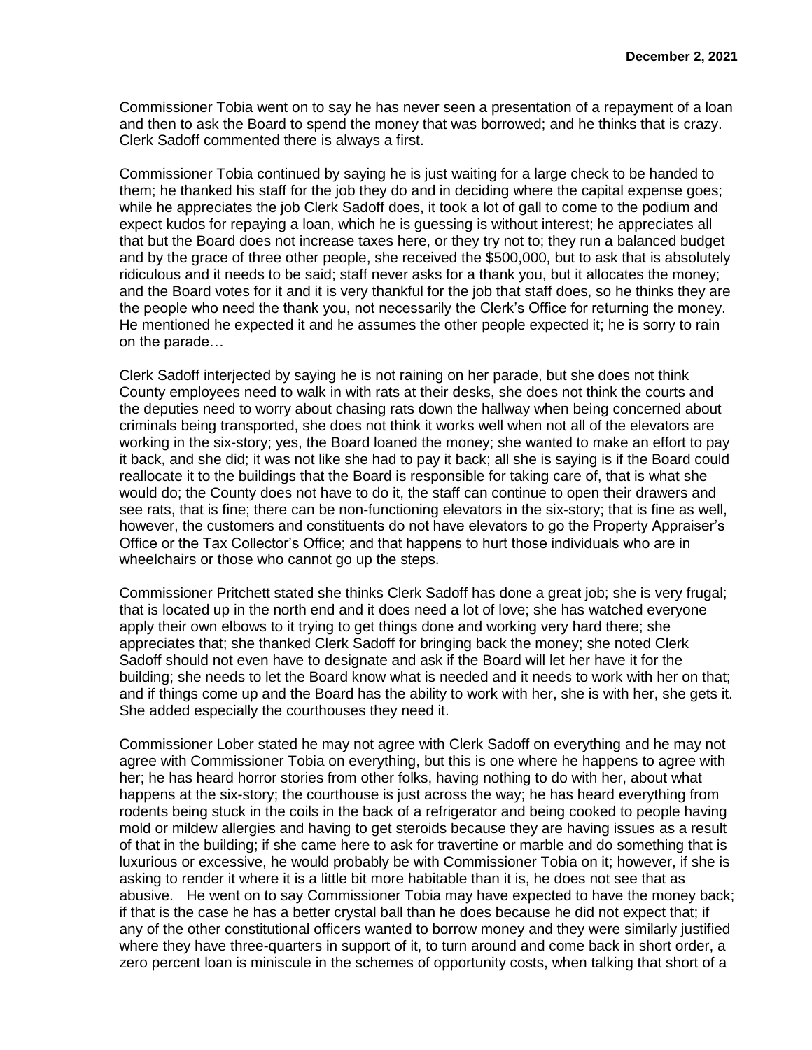Commissioner Tobia went on to say he has never seen a presentation of a repayment of a loan and then to ask the Board to spend the money that was borrowed; and he thinks that is crazy. Clerk Sadoff commented there is always a first.

Commissioner Tobia continued by saying he is just waiting for a large check to be handed to them; he thanked his staff for the job they do and in deciding where the capital expense goes; while he appreciates the job Clerk Sadoff does, it took a lot of gall to come to the podium and expect kudos for repaying a loan, which he is guessing is without interest; he appreciates all that but the Board does not increase taxes here, or they try not to; they run a balanced budget and by the grace of three other people, she received the $500,000, but to ask that is absolutely ridiculous and it needs to be said; staff never asks for a thank you, but it allocates the money; and the Board votes for it and it is very thankful for the job that staff does, so he thinks they are the people who need the thank you, not necessarily the Clerk's Office for returning the money. He mentioned he expected it and he assumes the other people expected it; he is sorry to rain on the parade…

Clerk Sadoff interjected by saying he is not raining on her parade, but she does not think County employees need to walk in with rats at their desks, she does not think the courts and the deputies need to worry about chasing rats down the hallway when being concerned about criminals being transported, she does not think it works well when not all of the elevators are working in the six-story; yes, the Board loaned the money; she wanted to make an effort to pay it back, and she did; it was not like she had to pay it back; all she is saying is if the Board could reallocate it to the buildings that the Board is responsible for taking care of, that is what she would do; the County does not have to do it, the staff can continue to open their drawers and see rats, that is fine; there can be non-functioning elevators in the six-story; that is fine as well, however, the customers and constituents do not have elevators to go the Property Appraiser's Office or the Tax Collector's Office; and that happens to hurt those individuals who are in wheelchairs or those who cannot go up the steps.

Commissioner Pritchett stated she thinks Clerk Sadoff has done a great job; she is very frugal; that is located up in the north end and it does need a lot of love; she has watched everyone apply their own elbows to it trying to get things done and working very hard there; she appreciates that; she thanked Clerk Sadoff for bringing back the money; she noted Clerk Sadoff should not even have to designate and ask if the Board will let her have it for the building; she needs to let the Board know what is needed and it needs to work with her on that; and if things come up and the Board has the ability to work with her, she is with her, she gets it. She added especially the courthouses they need it.

Commissioner Lober stated he may not agree with Clerk Sadoff on everything and he may not agree with Commissioner Tobia on everything, but this is one where he happens to agree with her; he has heard horror stories from other folks, having nothing to do with her, about what happens at the six-story; the courthouse is just across the way; he has heard everything from rodents being stuck in the coils in the back of a refrigerator and being cooked to people having mold or mildew allergies and having to get steroids because they are having issues as a result of that in the building; if she came here to ask for travertine or marble and do something that is luxurious or excessive, he would probably be with Commissioner Tobia on it; however, if she is asking to render it where it is a little bit more habitable than it is, he does not see that as abusive. He went on to say Commissioner Tobia may have expected to have the money back; if that is the case he has a better crystal ball than he does because he did not expect that; if any of the other constitutional officers wanted to borrow money and they were similarly justified where they have three-quarters in support of it, to turn around and come back in short order, a zero percent loan is miniscule in the schemes of opportunity costs, when talking that short of a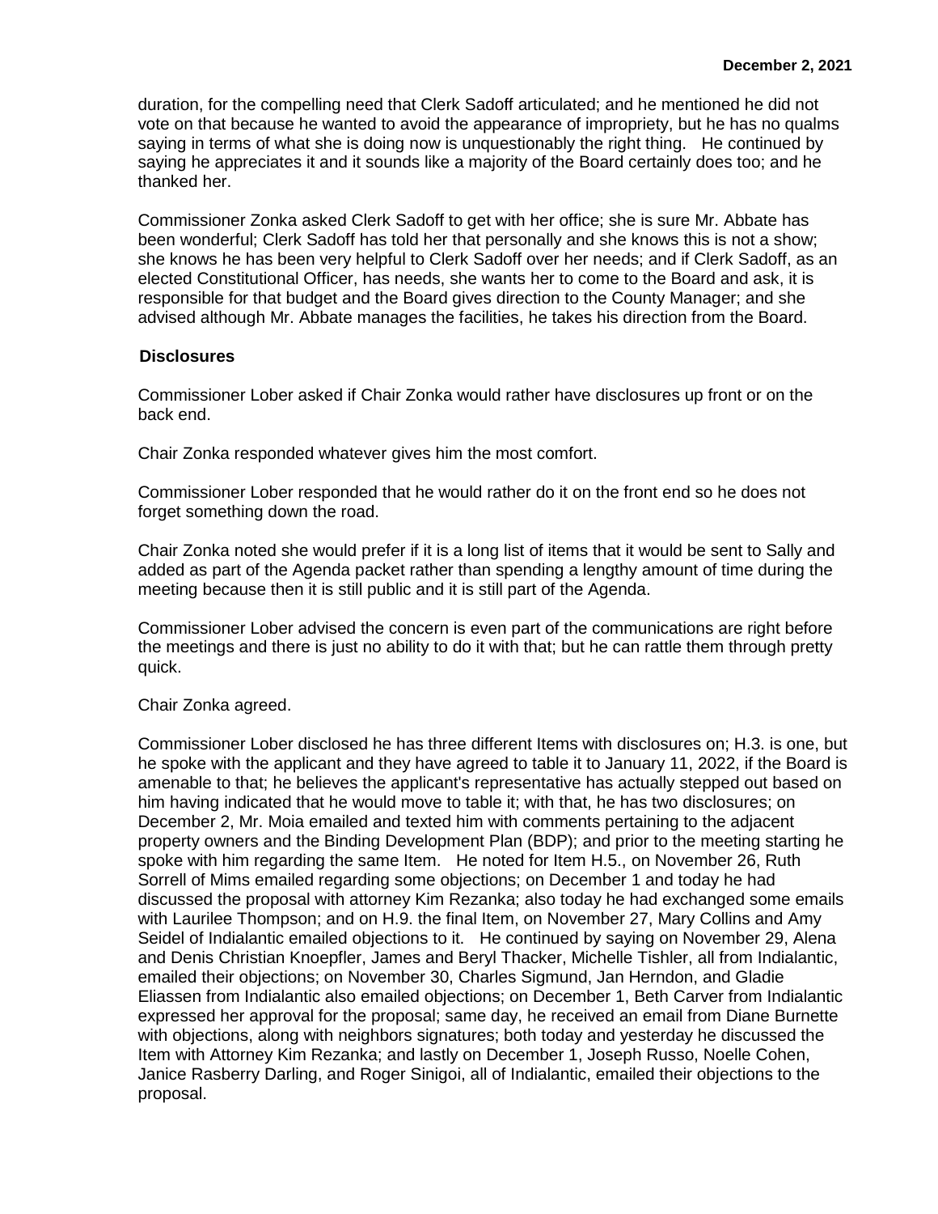duration, for the compelling need that Clerk Sadoff articulated; and he mentioned he did not vote on that because he wanted to avoid the appearance of impropriety, but he has no qualms saying in terms of what she is doing now is unquestionably the right thing. He continued by saying he appreciates it and it sounds like a majority of the Board certainly does too; and he thanked her.

Commissioner Zonka asked Clerk Sadoff to get with her office; she is sure Mr. Abbate has been wonderful; Clerk Sadoff has told her that personally and she knows this is not a show; she knows he has been very helpful to Clerk Sadoff over her needs; and if Clerk Sadoff, as an elected Constitutional Officer, has needs, she wants her to come to the Board and ask, it is responsible for that budget and the Board gives direction to the County Manager; and she advised although Mr. Abbate manages the facilities, he takes his direction from the Board.

**Disclosures**

Commissioner Lober asked if Chair Zonka would rather have disclosures up front or on the back end.

Chair Zonka responded whatever gives him the most comfort.

Commissioner Lober responded that he would rather do it on the front end so he does not forget something down the road.

Chair Zonka noted she would prefer if it is a long list of items that it would be sent to Sally and added as part of the Agenda packet rather than spending a lengthy amount of time during the meeting because then it is still public and it is still part of the Agenda.

Commissioner Lober advised the concern is even part of the communications are right before the meetings and there is just no ability to do it with that; but he can rattle them through pretty quick.

Chair Zonka agreed.

Commissioner Lober disclosed he has three different Items with disclosures on; H.3. is one, but he spoke with the applicant and they have agreed to table it to January 11, 2022, if the Board is amenable to that; he believes the applicant's representative has actually stepped out based on him having indicated that he would move to table it; with that, he has two disclosures; on December 2, Mr. Moia emailed and texted him with comments pertaining to the adjacent property owners and the Binding Development Plan (BDP); and prior to the meeting starting he spoke with him regarding the same Item. He noted for Item H.5., on November 26, Ruth Sorrell of Mims emailed regarding some objections; on December 1 and today he had discussed the proposal with attorney Kim Rezanka; also today he had exchanged some emails with Laurilee Thompson; and on H.9. the final Item, on November 27, Mary Collins and Amy Seidel of Indialantic emailed objections to it. He continued by saying on November 29, Alena and Denis Christian Knoepfler, James and Beryl Thacker, Michelle Tishler, all from Indialantic, emailed their objections; on November 30, Charles Sigmund, Jan Herndon, and Gladie Eliassen from Indialantic also emailed objections; on December 1, Beth Carver from Indialantic expressed her approval for the proposal; same day, he received an email from Diane Burnette with objections, along with neighbors signatures; both today and yesterday he discussed the Item with Attorney Kim Rezanka; and lastly on December 1, Joseph Russo, Noelle Cohen, Janice Rasberry Darling, and Roger Sinigoi, all of Indialantic, emailed their objections to the proposal.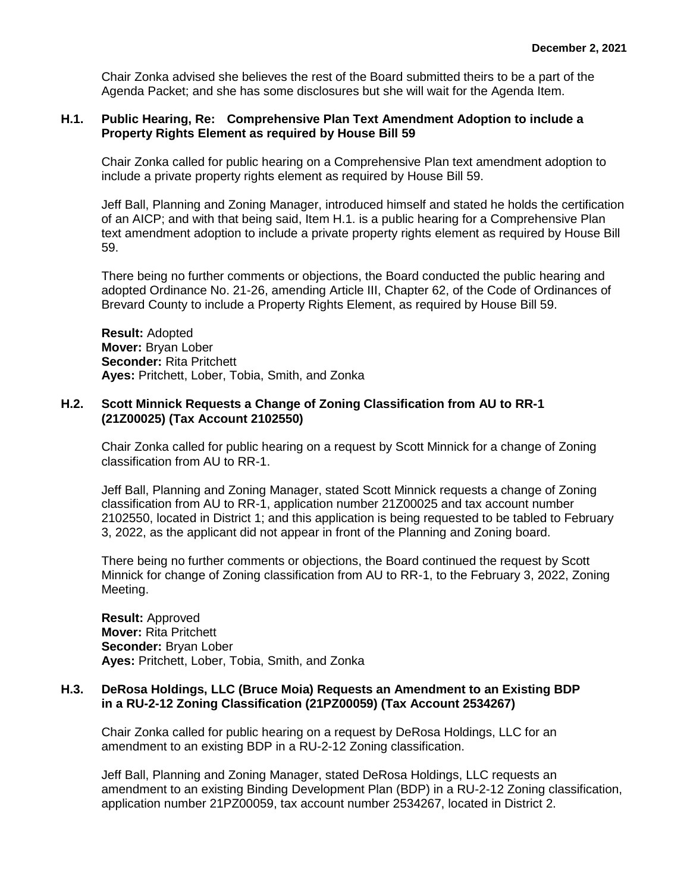Chair Zonka advised she believes the rest of the Board submitted theirs to be a part of the Agenda Packet; and she has some disclosures but she will wait for the Agenda Item.

**H.1. Public Hearing, Re: Comprehensive Plan Text Amendment Adoption to include a Property Rights Element as required by House Bill 59**

Chair Zonka called for public hearing on a Comprehensive Plan text amendment adoption to include a private property rights element as required by House Bill 59.

Jeff Ball, Planning and Zoning Manager, introduced himself and stated he holds the certification of an AICP; and with that being said, Item H.1. is a public hearing for a Comprehensive Plan text amendment adoption to include a private property rights element as required by House Bill 59.

There being no further comments or objections, the Board conducted the public hearing and adopted Ordinance No. 21-26, amending Article III, Chapter 62, of the Code of Ordinances of Brevard County to include a Property Rights Element, as required by House Bill 59.

**Result:** Adopted
**Mover:** Bryan Lober
**Seconder:** Rita Pritchett
**Ayes:** Pritchett, Lober, Tobia, Smith, and Zonka

**H.2. Scott Minnick Requests a Change of Zoning Classification from AU to RR-1 (21Z00025) (Tax Account 2102550)**

Chair Zonka called for public hearing on a request by Scott Minnick for a change of Zoning classification from AU to RR-1.

Jeff Ball, Planning and Zoning Manager, stated Scott Minnick requests a change of Zoning classification from AU to RR-1, application number 21Z00025 and tax account number 2102550, located in District 1; and this application is being requested to be tabled to February 3, 2022, as the applicant did not appear in front of the Planning and Zoning board.

There being no further comments or objections, the Board continued the request by Scott Minnick for change of Zoning classification from AU to RR-1, to the February 3, 2022, Zoning Meeting.

**Result:** Approved
**Mover:** Rita Pritchett
**Seconder:** Bryan Lober
**Ayes:** Pritchett, Lober, Tobia, Smith, and Zonka

**H.3. DeRosa Holdings, LLC (Bruce Moia) Requests an Amendment to an Existing BDP in a RU-2-12 Zoning Classification (21PZ00059) (Tax Account 2534267)**

Chair Zonka called for public hearing on a request by DeRosa Holdings, LLC for an amendment to an existing BDP in a RU-2-12 Zoning classification.

Jeff Ball, Planning and Zoning Manager, stated DeRosa Holdings, LLC requests an amendment to an existing Binding Development Plan (BDP) in a RU-2-12 Zoning classification, application number 21PZ00059, tax account number 2534267, located in District 2.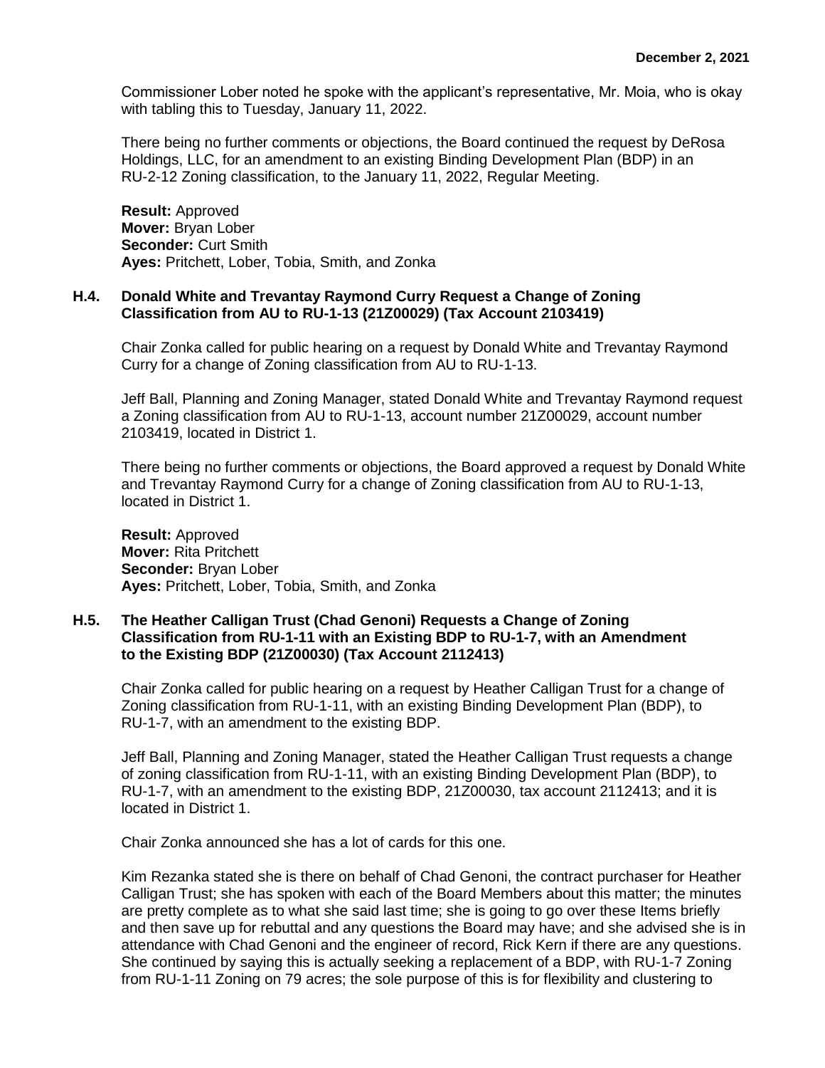Commissioner Lober noted he spoke with the applicant's representative, Mr. Moia, who is okay with tabling this to Tuesday, January 11, 2022.

There being no further comments or objections, the Board continued the request by DeRosa Holdings, LLC, for an amendment to an existing Binding Development Plan (BDP) in an RU-2-12 Zoning classification, to the January 11, 2022, Regular Meeting.

**Result:** Approved
**Mover:** Bryan Lober
**Seconder:** Curt Smith
**Ayes:** Pritchett, Lober, Tobia, Smith, and Zonka

### H.4. Donald White and Trevantay Raymond Curry Request a Change of Zoning Classification from AU to RU-1-13 (21Z00029) (Tax Account 2103419)

Chair Zonka called for public hearing on a request by Donald White and Trevantay Raymond Curry for a change of Zoning classification from AU to RU-1-13.

Jeff Ball, Planning and Zoning Manager, stated Donald White and Trevantay Raymond request a Zoning classification from AU to RU-1-13, account number 21Z00029, account number 2103419, located in District 1.

There being no further comments or objections, the Board approved a request by Donald White and Trevantay Raymond Curry for a change of Zoning classification from AU to RU-1-13, located in District 1.

**Result:** Approved
**Mover:** Rita Pritchett
**Seconder:** Bryan Lober
**Ayes:** Pritchett, Lober, Tobia, Smith, and Zonka

### H.5. The Heather Calligan Trust (Chad Genoni) Requests a Change of Zoning Classification from RU-1-11 with an Existing BDP to RU-1-7, with an Amendment to the Existing BDP (21Z00030) (Tax Account 2112413)

Chair Zonka called for public hearing on a request by Heather Calligan Trust for a change of Zoning classification from RU-1-11, with an existing Binding Development Plan (BDP), to RU-1-7, with an amendment to the existing BDP.

Jeff Ball, Planning and Zoning Manager, stated the Heather Calligan Trust requests a change of zoning classification from RU-1-11, with an existing Binding Development Plan (BDP), to RU-1-7, with an amendment to the existing BDP, 21Z00030, tax account 2112413; and it is located in District 1.

Chair Zonka announced she has a lot of cards for this one.

Kim Rezanka stated she is there on behalf of Chad Genoni, the contract purchaser for Heather Calligan Trust; she has spoken with each of the Board Members about this matter; the minutes are pretty complete as to what she said last time; she is going to go over these Items briefly and then save up for rebuttal and any questions the Board may have; and she advised she is in attendance with Chad Genoni and the engineer of record, Rick Kern if there are any questions. She continued by saying this is actually seeking a replacement of a BDP, with RU-1-7 Zoning from RU-1-11 Zoning on 79 acres; the sole purpose of this is for flexibility and clustering to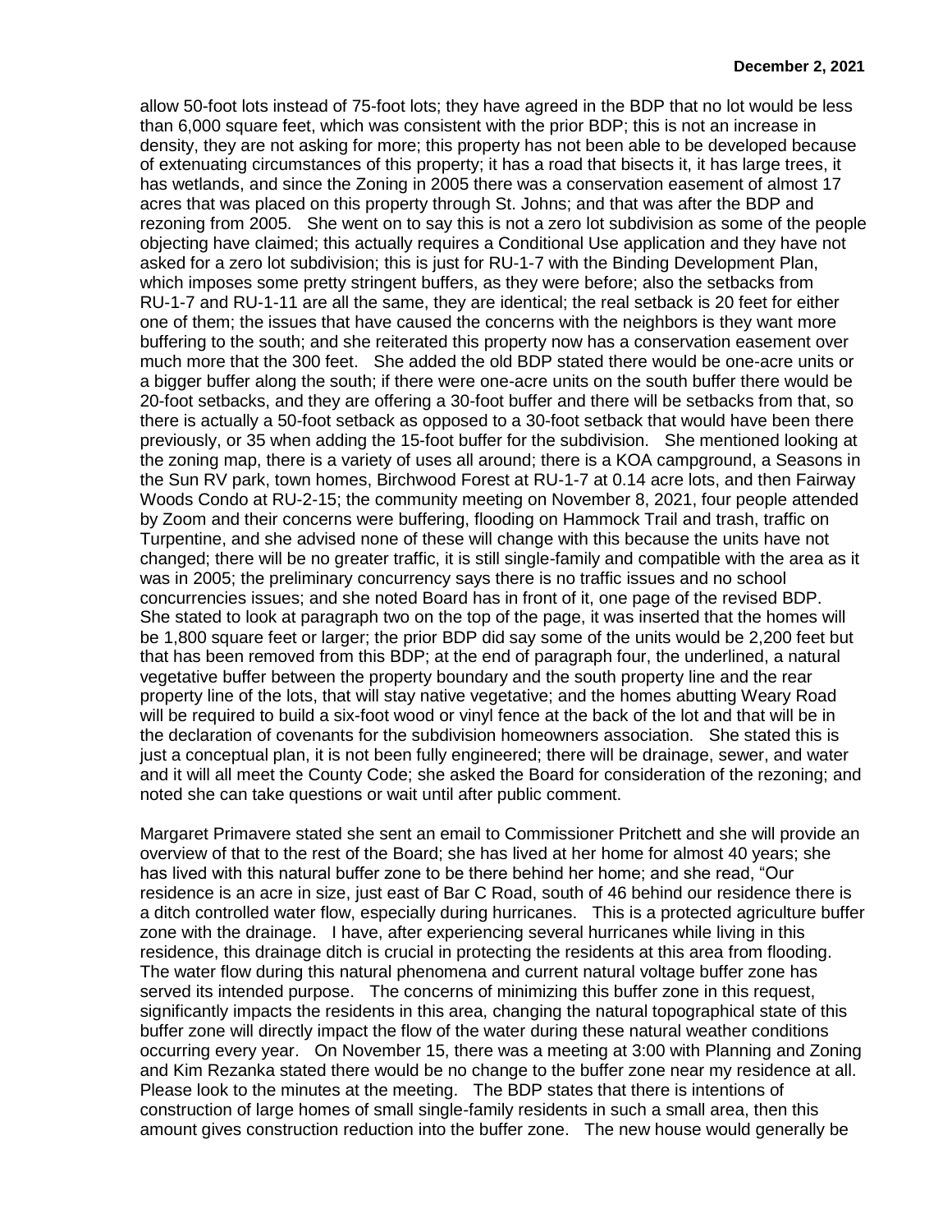allow 50-foot lots instead of 75-foot lots; they have agreed in the BDP that no lot would be less than 6,000 square feet, which was consistent with the prior BDP; this is not an increase in density, they are not asking for more; this property has not been able to be developed because of extenuating circumstances of this property; it has a road that bisects it, it has large trees, it has wetlands, and since the Zoning in 2005 there was a conservation easement of almost 17 acres that was placed on this property through St. Johns; and that was after the BDP and rezoning from 2005. She went on to say this is not a zero lot subdivision as some of the people objecting have claimed; this actually requires a Conditional Use application and they have not asked for a zero lot subdivision; this is just for RU-1-7 with the Binding Development Plan, which imposes some pretty stringent buffers, as they were before; also the setbacks from RU-1-7 and RU-1-11 are all the same, they are identical; the real setback is 20 feet for either one of them; the issues that have caused the concerns with the neighbors is they want more buffering to the south; and she reiterated this property now has a conservation easement over much more that the 300 feet. She added the old BDP stated there would be one-acre units or a bigger buffer along the south; if there were one-acre units on the south buffer there would be 20-foot setbacks, and they are offering a 30-foot buffer and there will be setbacks from that, so there is actually a 50-foot setback as opposed to a 30-foot setback that would have been there previously, or 35 when adding the 15-foot buffer for the subdivision. She mentioned looking at the zoning map, there is a variety of uses all around; there is a KOA campground, a Seasons in the Sun RV park, town homes, Birchwood Forest at RU-1-7 at 0.14 acre lots, and then Fairway Woods Condo at RU-2-15; the community meeting on November 8, 2021, four people attended by Zoom and their concerns were buffering, flooding on Hammock Trail and trash, traffic on Turpentine, and she advised none of these will change with this because the units have not changed; there will be no greater traffic, it is still single-family and compatible with the area as it was in 2005; the preliminary concurrency says there is no traffic issues and no school concurrencies issues; and she noted Board has in front of it, one page of the revised BDP. She stated to look at paragraph two on the top of the page, it was inserted that the homes will be 1,800 square feet or larger; the prior BDP did say some of the units would be 2,200 feet but that has been removed from this BDP; at the end of paragraph four, the underlined, a natural vegetative buffer between the property boundary and the south property line and the rear property line of the lots, that will stay native vegetative; and the homes abutting Weary Road will be required to build a six-foot wood or vinyl fence at the back of the lot and that will be in the declaration of covenants for the subdivision homeowners association. She stated this is just a conceptual plan, it is not been fully engineered; there will be drainage, sewer, and water and it will all meet the County Code; she asked the Board for consideration of the rezoning; and noted she can take questions or wait until after public comment.

Margaret Primavere stated she sent an email to Commissioner Pritchett and she will provide an overview of that to the rest of the Board; she has lived at her home for almost 40 years; she has lived with this natural buffer zone to be there behind her home; and she read, "Our residence is an acre in size, just east of Bar C Road, south of 46 behind our residence there is a ditch controlled water flow, especially during hurricanes. This is a protected agriculture buffer zone with the drainage. I have, after experiencing several hurricanes while living in this residence, this drainage ditch is crucial in protecting the residents at this area from flooding. The water flow during this natural phenomena and current natural voltage buffer zone has served its intended purpose. The concerns of minimizing this buffer zone in this request, significantly impacts the residents in this area, changing the natural topographical state of this buffer zone will directly impact the flow of the water during these natural weather conditions occurring every year. On November 15, there was a meeting at 3:00 with Planning and Zoning and Kim Rezanka stated there would be no change to the buffer zone near my residence at all. Please look to the minutes at the meeting. The BDP states that there is intentions of construction of large homes of small single-family residents in such a small area, then this amount gives construction reduction into the buffer zone. The new house would generally be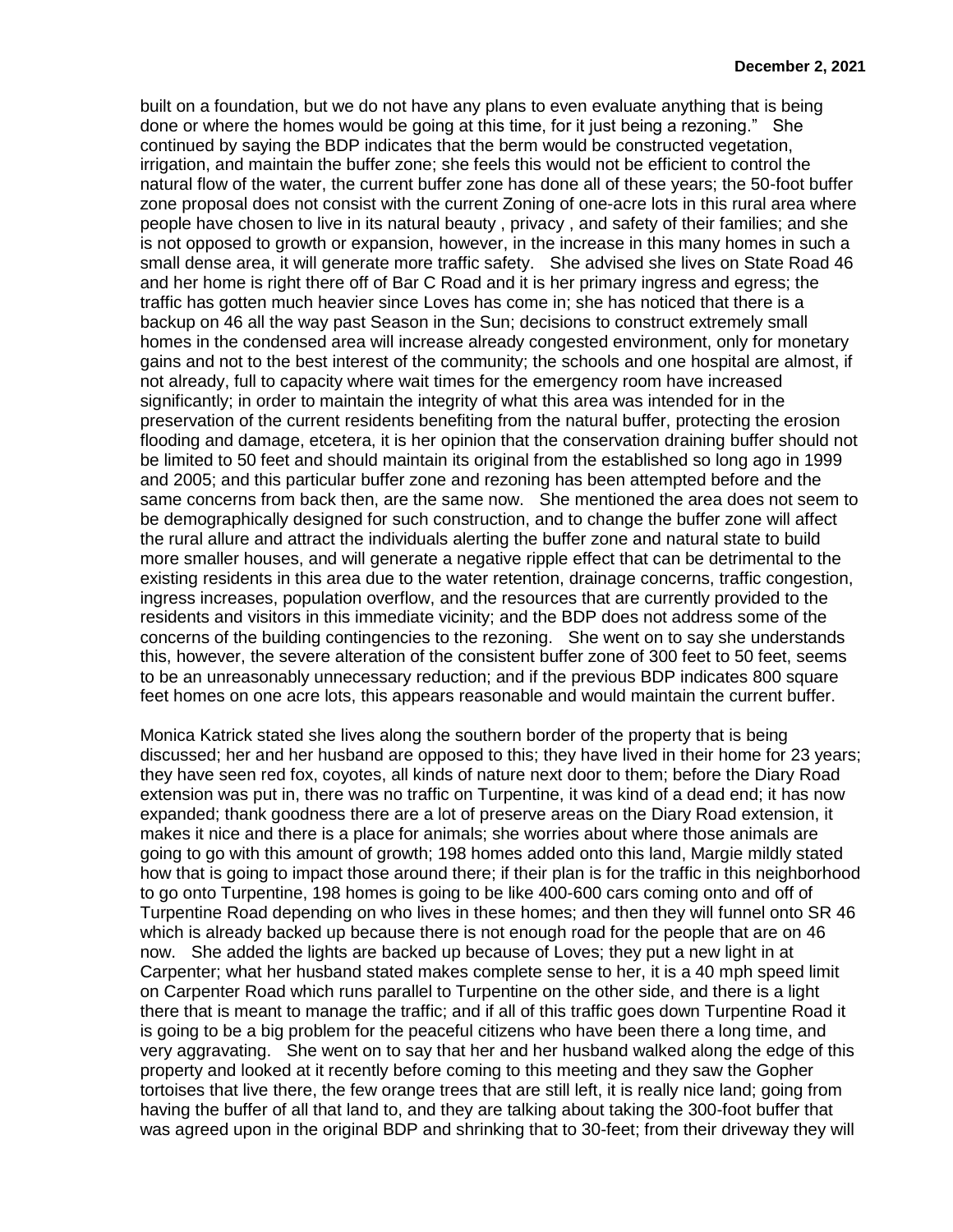built on a foundation, but we do not have any plans to even evaluate anything that is being done or where the homes would be going at this time, for it just being a rezoning." She continued by saying the BDP indicates that the berm would be constructed vegetation, irrigation, and maintain the buffer zone; she feels this would not be efficient to control the natural flow of the water, the current buffer zone has done all of these years; the 50-foot buffer zone proposal does not consist with the current Zoning of one-acre lots in this rural area where people have chosen to live in its natural beauty , privacy , and safety of their families; and she is not opposed to growth or expansion, however, in the increase in this many homes in such a small dense area, it will generate more traffic safety. She advised she lives on State Road 46 and her home is right there off of Bar C Road and it is her primary ingress and egress; the traffic has gotten much heavier since Loves has come in; she has noticed that there is a backup on 46 all the way past Season in the Sun; decisions to construct extremely small homes in the condensed area will increase already congested environment, only for monetary gains and not to the best interest of the community; the schools and one hospital are almost, if not already, full to capacity where wait times for the emergency room have increased significantly; in order to maintain the integrity of what this area was intended for in the preservation of the current residents benefiting from the natural buffer, protecting the erosion flooding and damage, etcetera, it is her opinion that the conservation draining buffer should not be limited to 50 feet and should maintain its original from the established so long ago in 1999 and 2005; and this particular buffer zone and rezoning has been attempted before and the same concerns from back then, are the same now. She mentioned the area does not seem to be demographically designed for such construction, and to change the buffer zone will affect the rural allure and attract the individuals alerting the buffer zone and natural state to build more smaller houses, and will generate a negative ripple effect that can be detrimental to the existing residents in this area due to the water retention, drainage concerns, traffic congestion, ingress increases, population overflow, and the resources that are currently provided to the residents and visitors in this immediate vicinity; and the BDP does not address some of the concerns of the building contingencies to the rezoning. She went on to say she understands this, however, the severe alteration of the consistent buffer zone of 300 feet to 50 feet, seems to be an unreasonably unnecessary reduction; and if the previous BDP indicates 800 square feet homes on one acre lots, this appears reasonable and would maintain the current buffer.

Monica Katrick stated she lives along the southern border of the property that is being discussed; her and her husband are opposed to this; they have lived in their home for 23 years; they have seen red fox, coyotes, all kinds of nature next door to them; before the Diary Road extension was put in, there was no traffic on Turpentine, it was kind of a dead end; it has now expanded; thank goodness there are a lot of preserve areas on the Diary Road extension, it makes it nice and there is a place for animals; she worries about where those animals are going to go with this amount of growth; 198 homes added onto this land, Margie mildly stated how that is going to impact those around there; if their plan is for the traffic in this neighborhood to go onto Turpentine, 198 homes is going to be like 400-600 cars coming onto and off of Turpentine Road depending on who lives in these homes; and then they will funnel onto SR 46 which is already backed up because there is not enough road for the people that are on 46 now. She added the lights are backed up because of Loves; they put a new light in at Carpenter; what her husband stated makes complete sense to her, it is a 40 mph speed limit on Carpenter Road which runs parallel to Turpentine on the other side, and there is a light there that is meant to manage the traffic; and if all of this traffic goes down Turpentine Road it is going to be a big problem for the peaceful citizens who have been there a long time, and very aggravating. She went on to say that her and her husband walked along the edge of this property and looked at it recently before coming to this meeting and they saw the Gopher tortoises that live there, the few orange trees that are still left, it is really nice land; going from having the buffer of all that land to, and they are talking about taking the 300-foot buffer that was agreed upon in the original BDP and shrinking that to 30-feet; from their driveway they will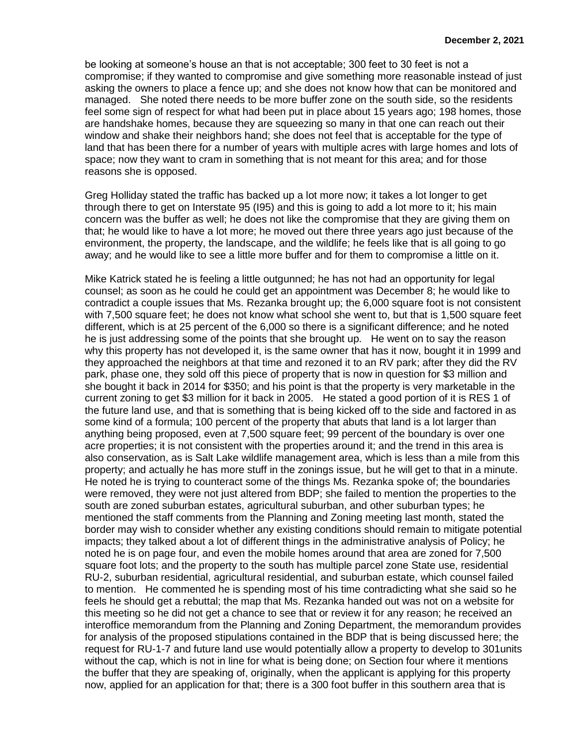be looking at someone's house an that is not acceptable; 300 feet to 30 feet is not a compromise; if they wanted to compromise and give something more reasonable instead of just asking the owners to place a fence up; and she does not know how that can be monitored and managed. She noted there needs to be more buffer zone on the south side, so the residents feel some sign of respect for what had been put in place about 15 years ago; 198 homes, those are handshake homes, because they are squeezing so many in that one can reach out their window and shake their neighbors hand; she does not feel that is acceptable for the type of land that has been there for a number of years with multiple acres with large homes and lots of space; now they want to cram in something that is not meant for this area; and for those reasons she is opposed.

Greg Holliday stated the traffic has backed up a lot more now; it takes a lot longer to get through there to get on Interstate 95 (I95) and this is going to add a lot more to it; his main concern was the buffer as well; he does not like the compromise that they are giving them on that; he would like to have a lot more; he moved out there three years ago just because of the environment, the property, the landscape, and the wildlife; he feels like that is all going to go away; and he would like to see a little more buffer and for them to compromise a little on it.

Mike Katrick stated he is feeling a little outgunned; he has not had an opportunity for legal counsel; as soon as he could he could get an appointment was December 8; he would like to contradict a couple issues that Ms. Rezanka brought up; the 6,000 square foot is not consistent with 7,500 square feet; he does not know what school she went to, but that is 1,500 square feet different, which is at 25 percent of the 6,000 so there is a significant difference; and he noted he is just addressing some of the points that she brought up. He went on to say the reason why this property has not developed it, is the same owner that has it now, bought it in 1999 and they approached the neighbors at that time and rezoned it to an RV park; after they did the RV park, phase one, they sold off this piece of property that is now in question for $3 million and she bought it back in 2014 for $350; and his point is that the property is very marketable in the current zoning to get $3 million for it back in 2005. He stated a good portion of it is RES 1 of the future land use, and that is something that is being kicked off to the side and factored in as some kind of a formula; 100 percent of the property that abuts that land is a lot larger than anything being proposed, even at 7,500 square feet; 99 percent of the boundary is over one acre properties; it is not consistent with the properties around it; and the trend in this area is also conservation, as is Salt Lake wildlife management area, which is less than a mile from this property; and actually he has more stuff in the zonings issue, but he will get to that in a minute. He noted he is trying to counteract some of the things Ms. Rezanka spoke of; the boundaries were removed, they were not just altered from BDP; she failed to mention the properties to the south are zoned suburban estates, agricultural suburban, and other suburban types; he mentioned the staff comments from the Planning and Zoning meeting last month, stated the border may wish to consider whether any existing conditions should remain to mitigate potential impacts; they talked about a lot of different things in the administrative analysis of Policy; he noted he is on page four, and even the mobile homes around that area are zoned for 7,500 square foot lots; and the property to the south has multiple parcel zone State use, residential RU-2, suburban residential, agricultural residential, and suburban estate, which counsel failed to mention. He commented he is spending most of his time contradicting what she said so he feels he should get a rebuttal; the map that Ms. Rezanka handed out was not on a website for this meeting so he did not get a chance to see that or review it for any reason; he received an interoffice memorandum from the Planning and Zoning Department, the memorandum provides for analysis of the proposed stipulations contained in the BDP that is being discussed here; the request for RU-1-7 and future land use would potentially allow a property to develop to 301units without the cap, which is not in line for what is being done; on Section four where it mentions the buffer that they are speaking of, originally, when the applicant is applying for this property now, applied for an application for that; there is a 300 foot buffer in this southern area that is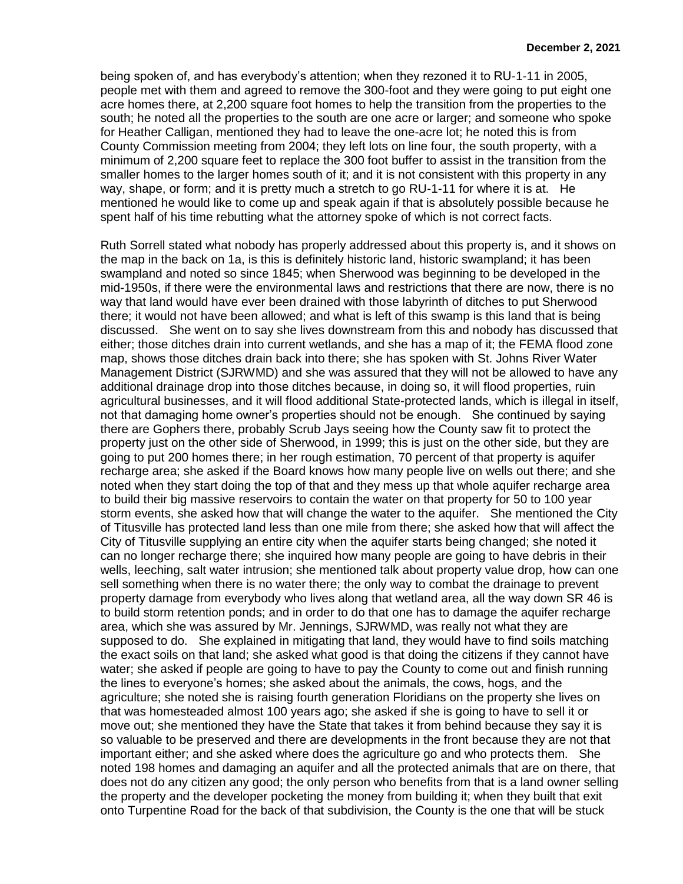being spoken of, and has everybody's attention; when they rezoned it to RU-1-11 in 2005, people met with them and agreed to remove the 300-foot and they were going to put eight one acre homes there, at 2,200 square foot homes to help the transition from the properties to the south; he noted all the properties to the south are one acre or larger; and someone who spoke for Heather Calligan, mentioned they had to leave the one-acre lot; he noted this is from County Commission meeting from 2004; they left lots on line four, the south property, with a minimum of 2,200 square feet to replace the 300 foot buffer to assist in the transition from the smaller homes to the larger homes south of it; and it is not consistent with this property in any way, shape, or form; and it is pretty much a stretch to go RU-1-11 for where it is at. He mentioned he would like to come up and speak again if that is absolutely possible because he spent half of his time rebutting what the attorney spoke of which is not correct facts.

Ruth Sorrell stated what nobody has properly addressed about this property is, and it shows on the map in the back on 1a, is this is definitely historic land, historic swampland; it has been swampland and noted so since 1845; when Sherwood was beginning to be developed in the mid-1950s, if there were the environmental laws and restrictions that there are now, there is no way that land would have ever been drained with those labyrinth of ditches to put Sherwood there; it would not have been allowed; and what is left of this swamp is this land that is being discussed. She went on to say she lives downstream from this and nobody has discussed that either; those ditches drain into current wetlands, and she has a map of it; the FEMA flood zone map, shows those ditches drain back into there; she has spoken with St. Johns River Water Management District (SJRWMD) and she was assured that they will not be allowed to have any additional drainage drop into those ditches because, in doing so, it will flood properties, ruin agricultural businesses, and it will flood additional State-protected lands, which is illegal in itself, not that damaging home owner's properties should not be enough. She continued by saying there are Gophers there, probably Scrub Jays seeing how the County saw fit to protect the property just on the other side of Sherwood, in 1999; this is just on the other side, but they are going to put 200 homes there; in her rough estimation, 70 percent of that property is aquifer recharge area; she asked if the Board knows how many people live on wells out there; and she noted when they start doing the top of that and they mess up that whole aquifer recharge area to build their big massive reservoirs to contain the water on that property for 50 to 100 year storm events, she asked how that will change the water to the aquifer. She mentioned the City of Titusville has protected land less than one mile from there; she asked how that will affect the City of Titusville supplying an entire city when the aquifer starts being changed; she noted it can no longer recharge there; she inquired how many people are going to have debris in their wells, leeching, salt water intrusion; she mentioned talk about property value drop, how can one sell something when there is no water there; the only way to combat the drainage to prevent property damage from everybody who lives along that wetland area, all the way down SR 46 is to build storm retention ponds; and in order to do that one has to damage the aquifer recharge area, which she was assured by Mr. Jennings, SJRWMD, was really not what they are supposed to do. She explained in mitigating that land, they would have to find soils matching the exact soils on that land; she asked what good is that doing the citizens if they cannot have water; she asked if people are going to have to pay the County to come out and finish running the lines to everyone's homes; she asked about the animals, the cows, hogs, and the agriculture; she noted she is raising fourth generation Floridians on the property she lives on that was homesteaded almost 100 years ago; she asked if she is going to have to sell it or move out; she mentioned they have the State that takes it from behind because they say it is so valuable to be preserved and there are developments in the front because they are not that important either; and she asked where does the agriculture go and who protects them. She noted 198 homes and damaging an aquifer and all the protected animals that are on there, that does not do any citizen any good; the only person who benefits from that is a land owner selling the property and the developer pocketing the money from building it; when they built that exit onto Turpentine Road for the back of that subdivision, the County is the one that will be stuck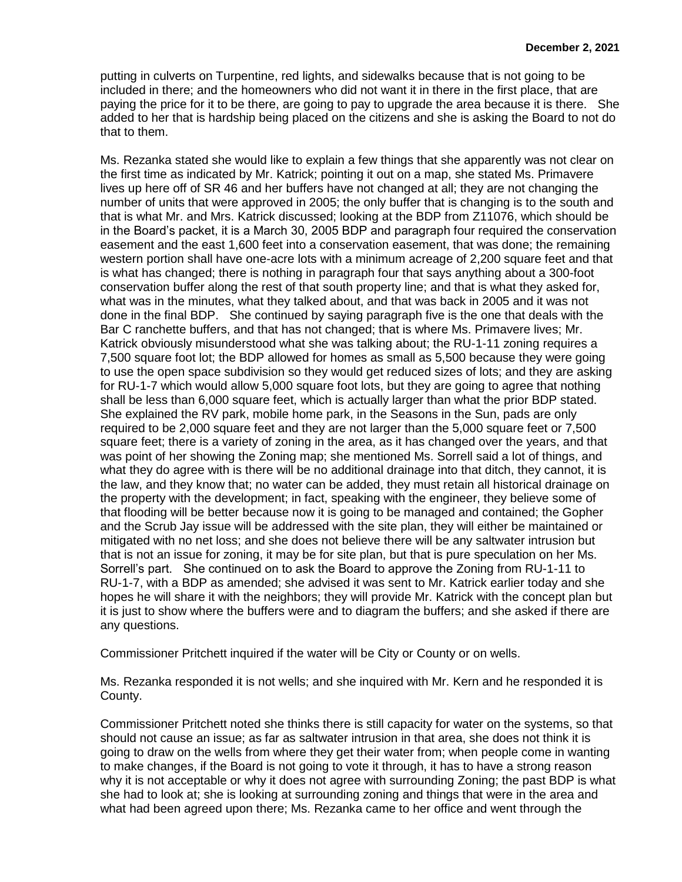putting in culverts on Turpentine, red lights, and sidewalks because that is not going to be included in there; and the homeowners who did not want it in there in the first place, that are paying the price for it to be there, are going to pay to upgrade the area because it is there. She added to her that is hardship being placed on the citizens and she is asking the Board to not do that to them.

Ms. Rezanka stated she would like to explain a few things that she apparently was not clear on the first time as indicated by Mr. Katrick; pointing it out on a map, she stated Ms. Primavere lives up here off of SR 46 and her buffers have not changed at all; they are not changing the number of units that were approved in 2005; the only buffer that is changing is to the south and that is what Mr. and Mrs. Katrick discussed; looking at the BDP from Z11076, which should be in the Board's packet, it is a March 30, 2005 BDP and paragraph four required the conservation easement and the east 1,600 feet into a conservation easement, that was done; the remaining western portion shall have one-acre lots with a minimum acreage of 2,200 square feet and that is what has changed; there is nothing in paragraph four that says anything about a 300-foot conservation buffer along the rest of that south property line; and that is what they asked for, what was in the minutes, what they talked about, and that was back in 2005 and it was not done in the final BDP. She continued by saying paragraph five is the one that deals with the Bar C ranchette buffers, and that has not changed; that is where Ms. Primavere lives; Mr. Katrick obviously misunderstood what she was talking about; the RU-1-11 zoning requires a 7,500 square foot lot; the BDP allowed for homes as small as 5,500 because they were going to use the open space subdivision so they would get reduced sizes of lots; and they are asking for RU-1-7 which would allow 5,000 square foot lots, but they are going to agree that nothing shall be less than 6,000 square feet, which is actually larger than what the prior BDP stated. She explained the RV park, mobile home park, in the Seasons in the Sun, pads are only required to be 2,000 square feet and they are not larger than the 5,000 square feet or 7,500 square feet; there is a variety of zoning in the area, as it has changed over the years, and that was point of her showing the Zoning map; she mentioned Ms. Sorrell said a lot of things, and what they do agree with is there will be no additional drainage into that ditch, they cannot, it is the law, and they know that; no water can be added, they must retain all historical drainage on the property with the development; in fact, speaking with the engineer, they believe some of that flooding will be better because now it is going to be managed and contained; the Gopher and the Scrub Jay issue will be addressed with the site plan, they will either be maintained or mitigated with no net loss; and she does not believe there will be any saltwater intrusion but that is not an issue for zoning, it may be for site plan, but that is pure speculation on her Ms. Sorrell's part. She continued on to ask the Board to approve the Zoning from RU-1-11 to RU-1-7, with a BDP as amended; she advised it was sent to Mr. Katrick earlier today and she hopes he will share it with the neighbors; they will provide Mr. Katrick with the concept plan but it is just to show where the buffers were and to diagram the buffers; and she asked if there are any questions.

Commissioner Pritchett inquired if the water will be City or County or on wells.

Ms. Rezanka responded it is not wells; and she inquired with Mr. Kern and he responded it is County.

Commissioner Pritchett noted she thinks there is still capacity for water on the systems, so that should not cause an issue; as far as saltwater intrusion in that area, she does not think it is going to draw on the wells from where they get their water from; when people come in wanting to make changes, if the Board is not going to vote it through, it has to have a strong reason why it is not acceptable or why it does not agree with surrounding Zoning; the past BDP is what she had to look at; she is looking at surrounding zoning and things that were in the area and what had been agreed upon there; Ms. Rezanka came to her office and went through the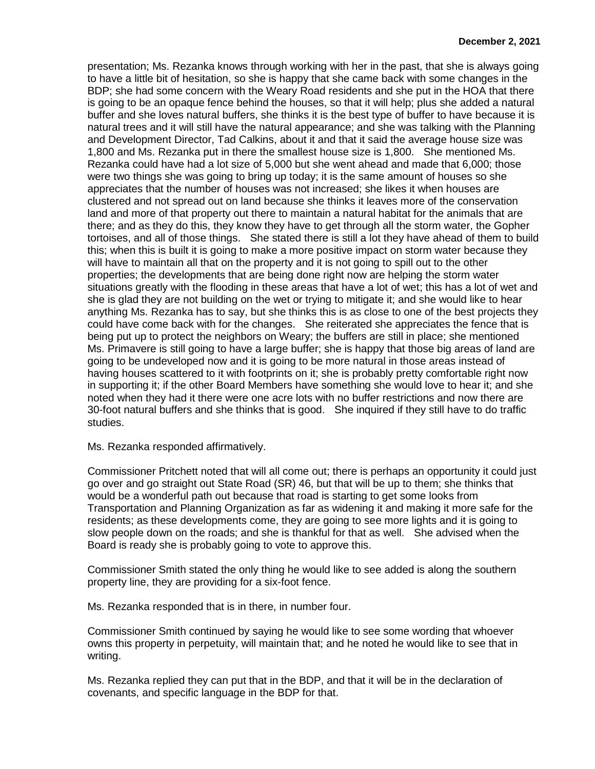presentation; Ms. Rezanka knows through working with her in the past, that she is always going to have a little bit of hesitation, so she is happy that she came back with some changes in the BDP; she had some concern with the Weary Road residents and she put in the HOA that there is going to be an opaque fence behind the houses, so that it will help; plus she added a natural buffer and she loves natural buffers, she thinks it is the best type of buffer to have because it is natural trees and it will still have the natural appearance; and she was talking with the Planning and Development Director, Tad Calkins, about it and that it said the average house size was 1,800 and Ms. Rezanka put in there the smallest house size is 1,800. She mentioned Ms. Rezanka could have had a lot size of 5,000 but she went ahead and made that 6,000; those were two things she was going to bring up today; it is the same amount of houses so she appreciates that the number of houses was not increased; she likes it when houses are clustered and not spread out on land because she thinks it leaves more of the conservation land and more of that property out there to maintain a natural habitat for the animals that are there; and as they do this, they know they have to get through all the storm water, the Gopher tortoises, and all of those things. She stated there is still a lot they have ahead of them to build this; when this is built it is going to make a more positive impact on storm water because they will have to maintain all that on the property and it is not going to spill out to the other properties; the developments that are being done right now are helping the storm water situations greatly with the flooding in these areas that have a lot of wet; this has a lot of wet and she is glad they are not building on the wet or trying to mitigate it; and she would like to hear anything Ms. Rezanka has to say, but she thinks this is as close to one of the best projects they could have come back with for the changes. She reiterated she appreciates the fence that is being put up to protect the neighbors on Weary; the buffers are still in place; she mentioned Ms. Primavere is still going to have a large buffer; she is happy that those big areas of land are going to be undeveloped now and it is going to be more natural in those areas instead of having houses scattered to it with footprints on it; she is probably pretty comfortable right now in supporting it; if the other Board Members have something she would love to hear it; and she noted when they had it there were one acre lots with no buffer restrictions and now there are 30-foot natural buffers and she thinks that is good. She inquired if they still have to do traffic studies.

Ms. Rezanka responded affirmatively.

Commissioner Pritchett noted that will all come out; there is perhaps an opportunity it could just go over and go straight out State Road (SR) 46, but that will be up to them; she thinks that would be a wonderful path out because that road is starting to get some looks from Transportation and Planning Organization as far as widening it and making it more safe for the residents; as these developments come, they are going to see more lights and it is going to slow people down on the roads; and she is thankful for that as well. She advised when the Board is ready she is probably going to vote to approve this.

Commissioner Smith stated the only thing he would like to see added is along the southern property line, they are providing for a six-foot fence.

Ms. Rezanka responded that is in there, in number four.

Commissioner Smith continued by saying he would like to see some wording that whoever owns this property in perpetuity, will maintain that; and he noted he would like to see that in writing.

Ms. Rezanka replied they can put that in the BDP, and that it will be in the declaration of covenants, and specific language in the BDP for that.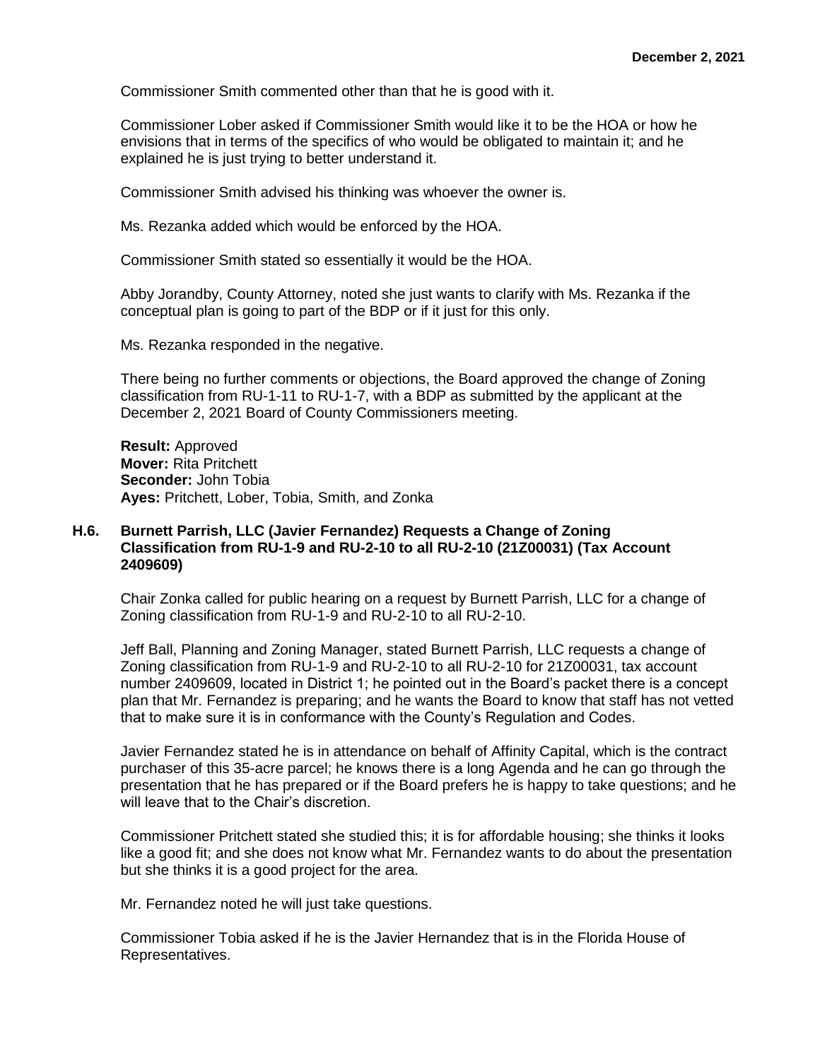Commissioner Smith commented other than that he is good with it.

Commissioner Lober asked if Commissioner Smith would like it to be the HOA or how he envisions that in terms of the specifics of who would be obligated to maintain it; and he explained he is just trying to better understand it.

Commissioner Smith advised his thinking was whoever the owner is.

Ms. Rezanka added which would be enforced by the HOA.

Commissioner Smith stated so essentially it would be the HOA.

Abby Jorandby, County Attorney, noted she just wants to clarify with Ms. Rezanka if the conceptual plan is going to part of the BDP or if it just for this only.

Ms. Rezanka responded in the negative.

There being no further comments or objections, the Board approved the change of Zoning classification from RU-1-11 to RU-1-7, with a BDP as submitted by the applicant at the December 2, 2021 Board of County Commissioners meeting.

**Result:** Approved
**Mover:** Rita Pritchett
**Seconder:** John Tobia
**Ayes:** Pritchett, Lober, Tobia, Smith, and Zonka

### H.6. Burnett Parrish, LLC (Javier Fernandez) Requests a Change of Zoning Classification from RU-1-9 and RU-2-10 to all RU-2-10 (21Z00031) (Tax Account 2409609)

Chair Zonka called for public hearing on a request by Burnett Parrish, LLC for a change of Zoning classification from RU-1-9 and RU-2-10 to all RU-2-10.

Jeff Ball, Planning and Zoning Manager, stated Burnett Parrish, LLC requests a change of Zoning classification from RU-1-9 and RU-2-10 to all RU-2-10 for 21Z00031, tax account number 2409609, located in District 1; he pointed out in the Board's packet there is a concept plan that Mr. Fernandez is preparing; and he wants the Board to know that staff has not vetted that to make sure it is in conformance with the County's Regulation and Codes.

Javier Fernandez stated he is in attendance on behalf of Affinity Capital, which is the contract purchaser of this 35-acre parcel; he knows there is a long Agenda and he can go through the presentation that he has prepared or if the Board prefers he is happy to take questions; and he will leave that to the Chair's discretion.

Commissioner Pritchett stated she studied this; it is for affordable housing; she thinks it looks like a good fit; and she does not know what Mr. Fernandez wants to do about the presentation but she thinks it is a good project for the area.

Mr. Fernandez noted he will just take questions.

Commissioner Tobia asked if he is the Javier Hernandez that is in the Florida House of Representatives.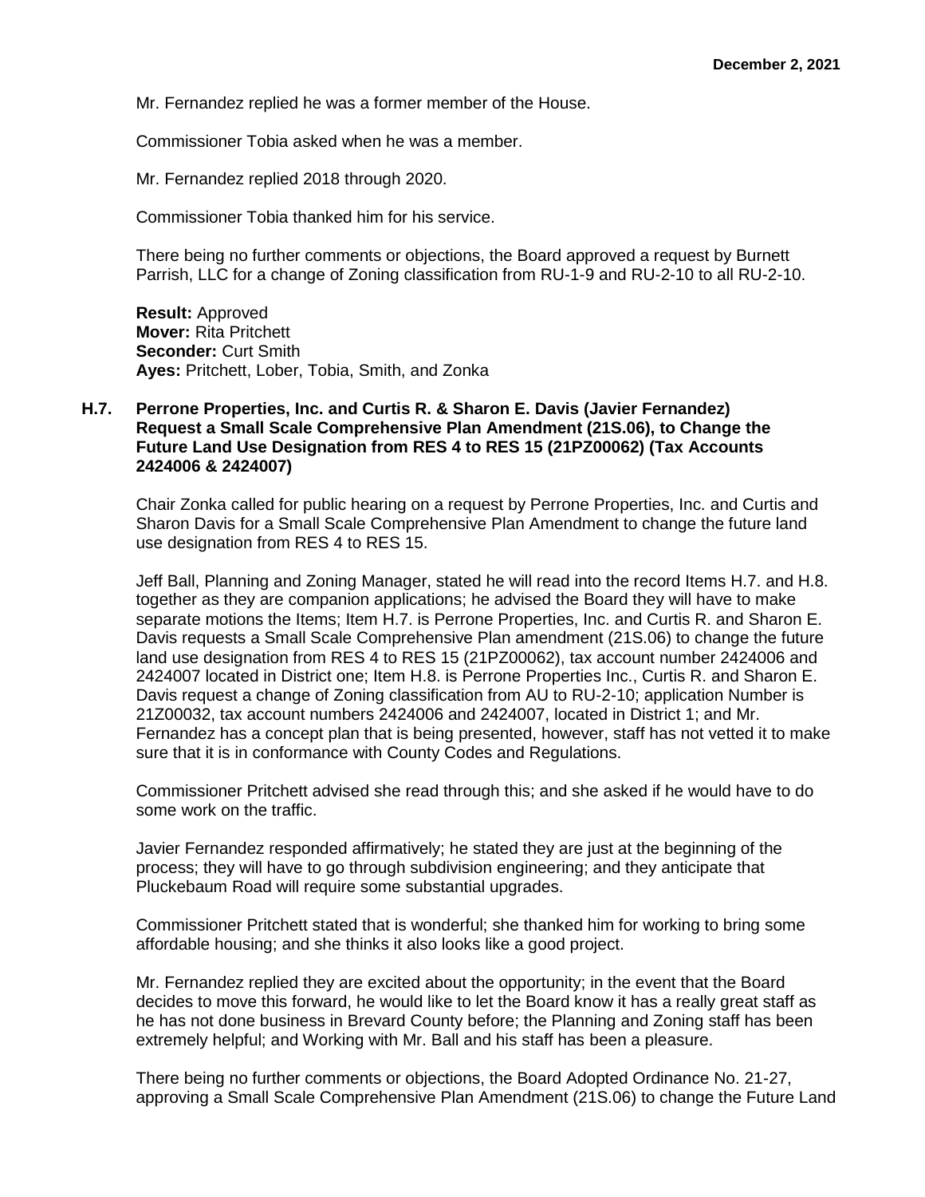Mr. Fernandez replied he was a former member of the House.

Commissioner Tobia asked when he was a member.

Mr. Fernandez replied 2018 through 2020.

Commissioner Tobia thanked him for his service.

There being no further comments or objections, the Board approved a request by Burnett Parrish, LLC for a change of Zoning classification from RU-1-9 and RU-2-10 to all RU-2-10.

**Result:** Approved
**Mover:** Rita Pritchett
**Seconder:** Curt Smith
**Ayes:** Pritchett, Lober, Tobia, Smith, and Zonka

**H.7. Perrone Properties, Inc. and Curtis R. & Sharon E. Davis (Javier Fernandez) Request a Small Scale Comprehensive Plan Amendment (21S.06), to Change the Future Land Use Designation from RES 4 to RES 15 (21PZ00062) (Tax Accounts 2424006 & 2424007)**

Chair Zonka called for public hearing on a request by Perrone Properties, Inc. and Curtis and Sharon Davis for a Small Scale Comprehensive Plan Amendment to change the future land use designation from RES 4 to RES 15.

Jeff Ball, Planning and Zoning Manager, stated he will read into the record Items H.7. and H.8. together as they are companion applications; he advised the Board they will have to make separate motions the Items; Item H.7. is Perrone Properties, Inc. and Curtis R. and Sharon E. Davis requests a Small Scale Comprehensive Plan amendment (21S.06) to change the future land use designation from RES 4 to RES 15 (21PZ00062), tax account number 2424006 and 2424007 located in District one; Item H.8. is Perrone Properties Inc., Curtis R. and Sharon E. Davis request a change of Zoning classification from AU to RU-2-10; application Number is 21Z00032, tax account numbers 2424006 and 2424007, located in District 1; and Mr. Fernandez has a concept plan that is being presented, however, staff has not vetted it to make sure that it is in conformance with County Codes and Regulations.

Commissioner Pritchett advised she read through this; and she asked if he would have to do some work on the traffic.

Javier Fernandez responded affirmatively; he stated they are just at the beginning of the process; they will have to go through subdivision engineering; and they anticipate that Pluckebaum Road will require some substantial upgrades.

Commissioner Pritchett stated that is wonderful; she thanked him for working to bring some affordable housing; and she thinks it also looks like a good project.

Mr. Fernandez replied they are excited about the opportunity; in the event that the Board decides to move this forward, he would like to let the Board know it has a really great staff as he has not done business in Brevard County before; the Planning and Zoning staff has been extremely helpful; and Working with Mr. Ball and his staff has been a pleasure.

There being no further comments or objections, the Board Adopted Ordinance No. 21-27, approving a Small Scale Comprehensive Plan Amendment (21S.06) to change the Future Land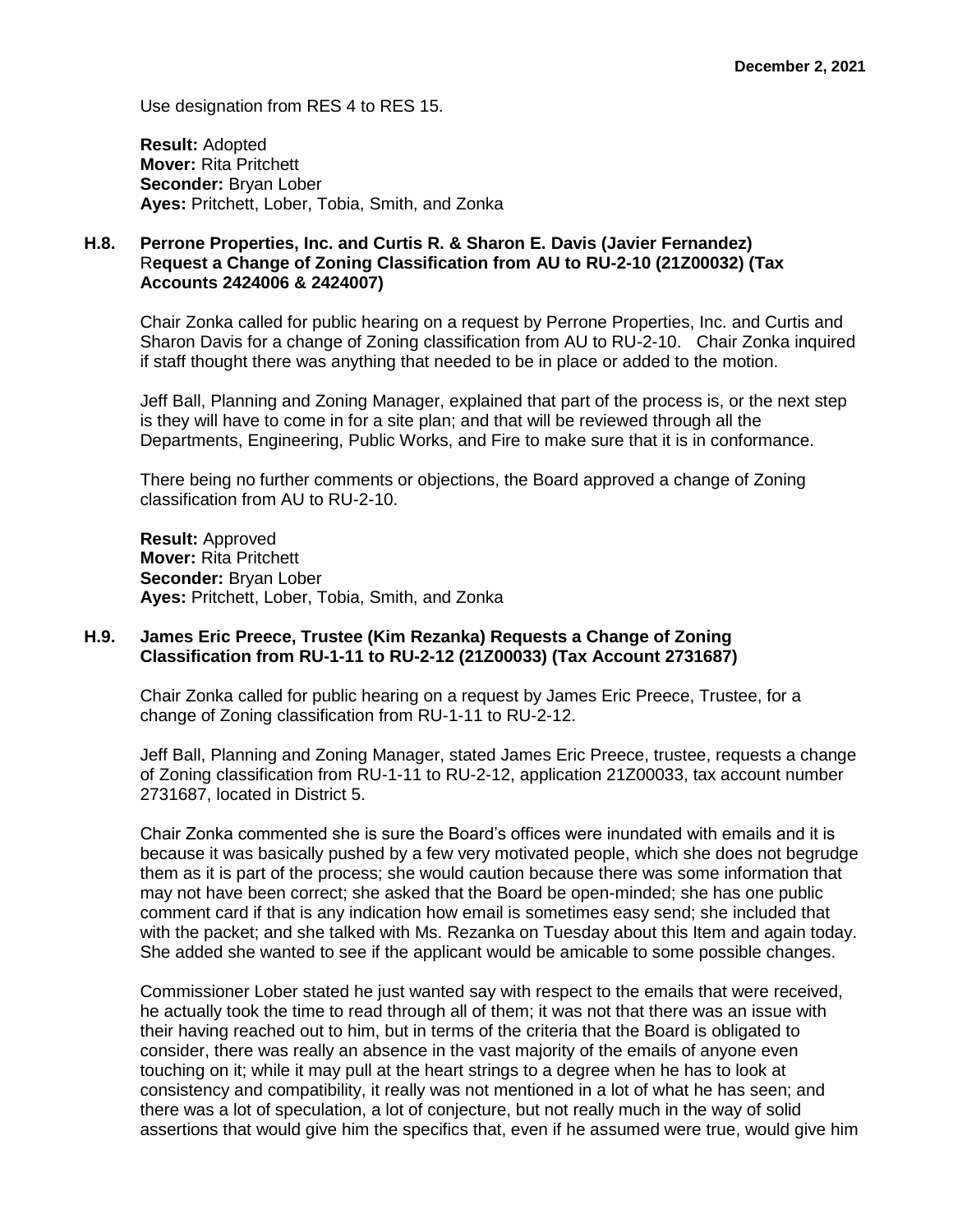Use designation from RES 4 to RES 15.

**Result:** Adopted
**Mover:** Rita Pritchett
**Seconder:** Bryan Lober
**Ayes:** Pritchett, Lober, Tobia, Smith, and Zonka

### H.8. Perrone Properties, Inc. and Curtis R. & Sharon E. Davis (Javier Fernandez) Request a Change of Zoning Classification from AU to RU-2-10 (21Z00032) (Tax Accounts 2424006 & 2424007)

Chair Zonka called for public hearing on a request by Perrone Properties, Inc. and Curtis and Sharon Davis for a change of Zoning classification from AU to RU-2-10. Chair Zonka inquired if staff thought there was anything that needed to be in place or added to the motion.

Jeff Ball, Planning and Zoning Manager, explained that part of the process is, or the next step is they will have to come in for a site plan; and that will be reviewed through all the Departments, Engineering, Public Works, and Fire to make sure that it is in conformance.

There being no further comments or objections, the Board approved a change of Zoning classification from AU to RU-2-10.

**Result:** Approved
**Mover:** Rita Pritchett
**Seconder:** Bryan Lober
**Ayes:** Pritchett, Lober, Tobia, Smith, and Zonka

### H.9. James Eric Preece, Trustee (Kim Rezanka) Requests a Change of Zoning Classification from RU-1-11 to RU-2-12 (21Z00033) (Tax Account 2731687)

Chair Zonka called for public hearing on a request by James Eric Preece, Trustee, for a change of Zoning classification from RU-1-11 to RU-2-12.

Jeff Ball, Planning and Zoning Manager, stated James Eric Preece, trustee, requests a change of Zoning classification from RU-1-11 to RU-2-12, application 21Z00033, tax account number 2731687, located in District 5.

Chair Zonka commented she is sure the Board's offices were inundated with emails and it is because it was basically pushed by a few very motivated people, which she does not begrudge them as it is part of the process; she would caution because there was some information that may not have been correct; she asked that the Board be open-minded; she has one public comment card if that is any indication how email is sometimes easy send; she included that with the packet; and she talked with Ms. Rezanka on Tuesday about this Item and again today. She added she wanted to see if the applicant would be amicable to some possible changes.

Commissioner Lober stated he just wanted say with respect to the emails that were received, he actually took the time to read through all of them; it was not that there was an issue with their having reached out to him, but in terms of the criteria that the Board is obligated to consider, there was really an absence in the vast majority of the emails of anyone even touching on it; while it may pull at the heart strings to a degree when he has to look at consistency and compatibility, it really was not mentioned in a lot of what he has seen; and there was a lot of speculation, a lot of conjecture, but not really much in the way of solid assertions that would give him the specifics that, even if he assumed were true, would give him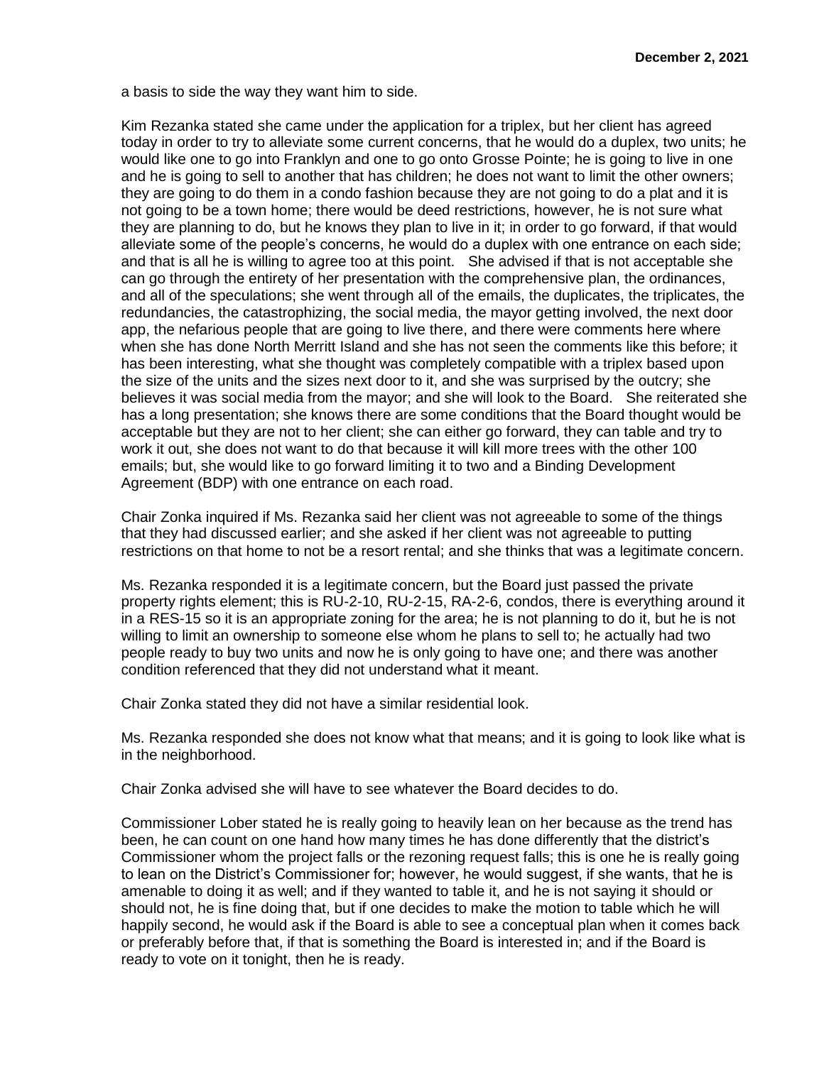a basis to side the way they want him to side.

Kim Rezanka stated she came under the application for a triplex, but her client has agreed today in order to try to alleviate some current concerns, that he would do a duplex, two units; he would like one to go into Franklyn and one to go onto Grosse Pointe; he is going to live in one and he is going to sell to another that has children; he does not want to limit the other owners; they are going to do them in a condo fashion because they are not going to do a plat and it is not going to be a town home; there would be deed restrictions, however, he is not sure what they are planning to do, but he knows they plan to live in it; in order to go forward, if that would alleviate some of the people's concerns, he would do a duplex with one entrance on each side; and that is all he is willing to agree too at this point. She advised if that is not acceptable she can go through the entirety of her presentation with the comprehensive plan, the ordinances, and all of the speculations; she went through all of the emails, the duplicates, the triplicates, the redundancies, the catastrophizing, the social media, the mayor getting involved, the next door app, the nefarious people that are going to live there, and there were comments here where when she has done North Merritt Island and she has not seen the comments like this before; it has been interesting, what she thought was completely compatible with a triplex based upon the size of the units and the sizes next door to it, and she was surprised by the outcry; she believes it was social media from the mayor; and she will look to the Board. She reiterated she has a long presentation; she knows there are some conditions that the Board thought would be acceptable but they are not to her client; she can either go forward, they can table and try to work it out, she does not want to do that because it will kill more trees with the other 100 emails; but, she would like to go forward limiting it to two and a Binding Development Agreement (BDP) with one entrance on each road.

Chair Zonka inquired if Ms. Rezanka said her client was not agreeable to some of the things that they had discussed earlier; and she asked if her client was not agreeable to putting restrictions on that home to not be a resort rental; and she thinks that was a legitimate concern.

Ms. Rezanka responded it is a legitimate concern, but the Board just passed the private property rights element; this is RU-2-10, RU-2-15, RA-2-6, condos, there is everything around it in a RES-15 so it is an appropriate zoning for the area; he is not planning to do it, but he is not willing to limit an ownership to someone else whom he plans to sell to; he actually had two people ready to buy two units and now he is only going to have one; and there was another condition referenced that they did not understand what it meant.

Chair Zonka stated they did not have a similar residential look.

Ms. Rezanka responded she does not know what that means; and it is going to look like what is in the neighborhood.

Chair Zonka advised she will have to see whatever the Board decides to do.

Commissioner Lober stated he is really going to heavily lean on her because as the trend has been, he can count on one hand how many times he has done differently that the district's Commissioner whom the project falls or the rezoning request falls; this is one he is really going to lean on the District's Commissioner for; however, he would suggest, if she wants, that he is amenable to doing it as well; and if they wanted to table it, and he is not saying it should or should not, he is fine doing that, but if one decides to make the motion to table which he will happily second, he would ask if the Board is able to see a conceptual plan when it comes back or preferably before that, if that is something the Board is interested in; and if the Board is ready to vote on it tonight, then he is ready.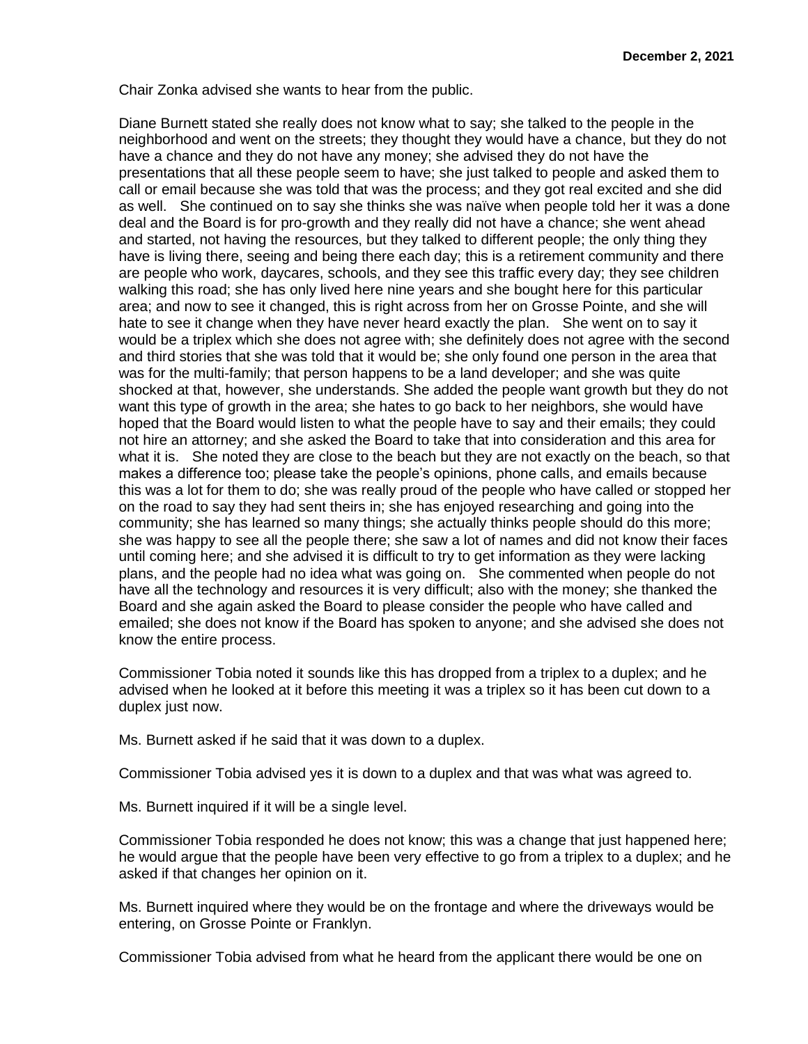Chair Zonka advised she wants to hear from the public.

Diane Burnett stated she really does not know what to say; she talked to the people in the neighborhood and went on the streets; they thought they would have a chance, but they do not have a chance and they do not have any money; she advised they do not have the presentations that all these people seem to have; she just talked to people and asked them to call or email because she was told that was the process; and they got real excited and she did as well. She continued on to say she thinks she was naïve when people told her it was a done deal and the Board is for pro-growth and they really did not have a chance; she went ahead and started, not having the resources, but they talked to different people; the only thing they have is living there, seeing and being there each day; this is a retirement community and there are people who work, daycares, schools, and they see this traffic every day; they see children walking this road; she has only lived here nine years and she bought here for this particular area; and now to see it changed, this is right across from her on Grosse Pointe, and she will hate to see it change when they have never heard exactly the plan. She went on to say it would be a triplex which she does not agree with; she definitely does not agree with the second and third stories that she was told that it would be; she only found one person in the area that was for the multi-family; that person happens to be a land developer; and she was quite shocked at that, however, she understands. She added the people want growth but they do not want this type of growth in the area; she hates to go back to her neighbors, she would have hoped that the Board would listen to what the people have to say and their emails; they could not hire an attorney; and she asked the Board to take that into consideration and this area for what it is. She noted they are close to the beach but they are not exactly on the beach, so that makes a difference too; please take the people's opinions, phone calls, and emails because this was a lot for them to do; she was really proud of the people who have called or stopped her on the road to say they had sent theirs in; she has enjoyed researching and going into the community; she has learned so many things; she actually thinks people should do this more; she was happy to see all the people there; she saw a lot of names and did not know their faces until coming here; and she advised it is difficult to try to get information as they were lacking plans, and the people had no idea what was going on. She commented when people do not have all the technology and resources it is very difficult; also with the money; she thanked the Board and she again asked the Board to please consider the people who have called and emailed; she does not know if the Board has spoken to anyone; and she advised she does not know the entire process.

Commissioner Tobia noted it sounds like this has dropped from a triplex to a duplex; and he advised when he looked at it before this meeting it was a triplex so it has been cut down to a duplex just now.

Ms. Burnett asked if he said that it was down to a duplex.

Commissioner Tobia advised yes it is down to a duplex and that was what was agreed to.

Ms. Burnett inquired if it will be a single level.

Commissioner Tobia responded he does not know; this was a change that just happened here; he would argue that the people have been very effective to go from a triplex to a duplex; and he asked if that changes her opinion on it.

Ms. Burnett inquired where they would be on the frontage and where the driveways would be entering, on Grosse Pointe or Franklyn.

Commissioner Tobia advised from what he heard from the applicant there would be one on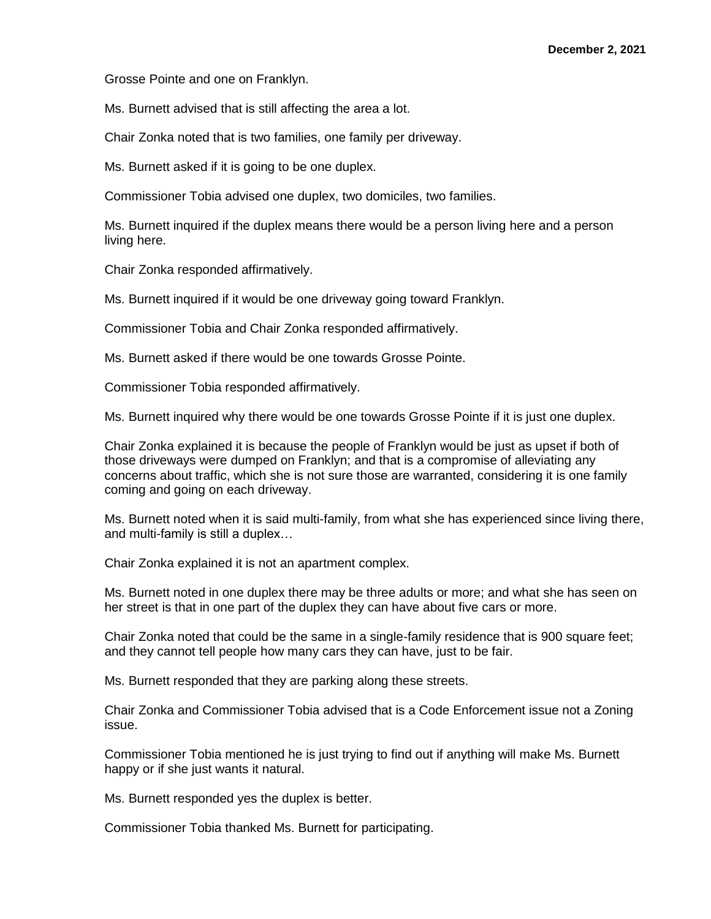Grosse Pointe and one on Franklyn.

Ms. Burnett advised that is still affecting the area a lot.

Chair Zonka noted that is two families, one family per driveway.

Ms. Burnett asked if it is going to be one duplex.

Commissioner Tobia advised one duplex, two domiciles, two families.

Ms. Burnett inquired if the duplex means there would be a person living here and a person living here.

Chair Zonka responded affirmatively.

Ms. Burnett inquired if it would be one driveway going toward Franklyn.

Commissioner Tobia and Chair Zonka responded affirmatively.

Ms. Burnett asked if there would be one towards Grosse Pointe.

Commissioner Tobia responded affirmatively.

Ms. Burnett inquired why there would be one towards Grosse Pointe if it is just one duplex.

Chair Zonka explained it is because the people of Franklyn would be just as upset if both of those driveways were dumped on Franklyn; and that is a compromise of alleviating any concerns about traffic, which she is not sure those are warranted, considering it is one family coming and going on each driveway.

Ms. Burnett noted when it is said multi-family, from what she has experienced since living there, and multi-family is still a duplex…

Chair Zonka explained it is not an apartment complex.

Ms. Burnett noted in one duplex there may be three adults or more; and what she has seen on her street is that in one part of the duplex they can have about five cars or more.

Chair Zonka noted that could be the same in a single-family residence that is 900 square feet; and they cannot tell people how many cars they can have, just to be fair.

Ms. Burnett responded that they are parking along these streets.

Chair Zonka and Commissioner Tobia advised that is a Code Enforcement issue not a Zoning issue.

Commissioner Tobia mentioned he is just trying to find out if anything will make Ms. Burnett happy or if she just wants it natural.

Ms. Burnett responded yes the duplex is better.

Commissioner Tobia thanked Ms. Burnett for participating.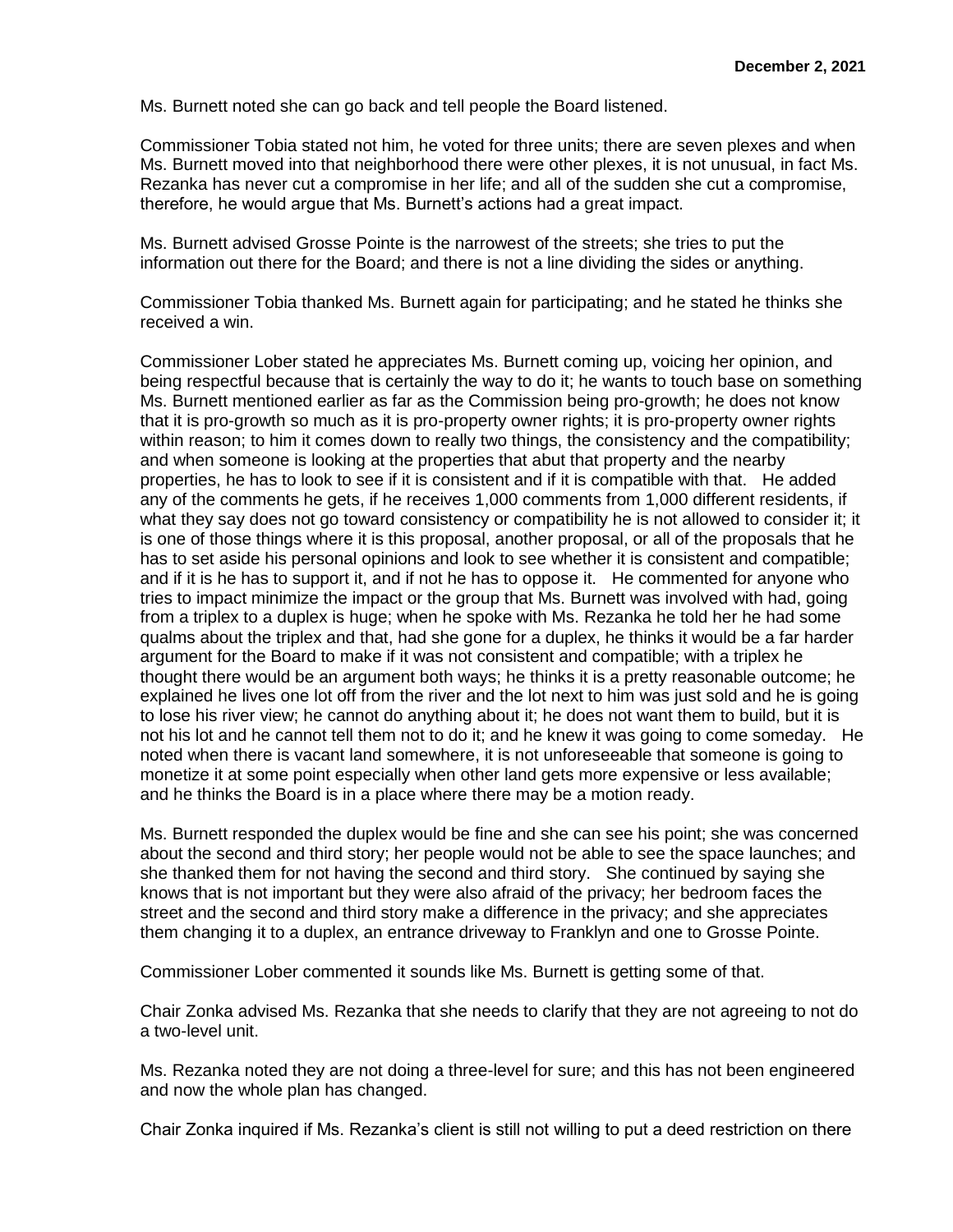Ms. Burnett noted she can go back and tell people the Board listened.

Commissioner Tobia stated not him, he voted for three units; there are seven plexes and when Ms. Burnett moved into that neighborhood there were other plexes, it is not unusual, in fact Ms. Rezanka has never cut a compromise in her life; and all of the sudden she cut a compromise, therefore, he would argue that Ms. Burnett's actions had a great impact.

Ms. Burnett advised Grosse Pointe is the narrowest of the streets; she tries to put the information out there for the Board; and there is not a line dividing the sides or anything.

Commissioner Tobia thanked Ms. Burnett again for participating; and he stated he thinks she received a win.

Commissioner Lober stated he appreciates Ms. Burnett coming up, voicing her opinion, and being respectful because that is certainly the way to do it; he wants to touch base on something Ms. Burnett mentioned earlier as far as the Commission being pro-growth; he does not know that it is pro-growth so much as it is pro-property owner rights; it is pro-property owner rights within reason; to him it comes down to really two things, the consistency and the compatibility; and when someone is looking at the properties that abut that property and the nearby properties, he has to look to see if it is consistent and if it is compatible with that. He added any of the comments he gets, if he receives 1,000 comments from 1,000 different residents, if what they say does not go toward consistency or compatibility he is not allowed to consider it; it is one of those things where it is this proposal, another proposal, or all of the proposals that he has to set aside his personal opinions and look to see whether it is consistent and compatible; and if it is he has to support it, and if not he has to oppose it. He commented for anyone who tries to impact minimize the impact or the group that Ms. Burnett was involved with had, going from a triplex to a duplex is huge; when he spoke with Ms. Rezanka he told her he had some qualms about the triplex and that, had she gone for a duplex, he thinks it would be a far harder argument for the Board to make if it was not consistent and compatible; with a triplex he thought there would be an argument both ways; he thinks it is a pretty reasonable outcome; he explained he lives one lot off from the river and the lot next to him was just sold and he is going to lose his river view; he cannot do anything about it; he does not want them to build, but it is not his lot and he cannot tell them not to do it; and he knew it was going to come someday. He noted when there is vacant land somewhere, it is not unforeseeable that someone is going to monetize it at some point especially when other land gets more expensive or less available; and he thinks the Board is in a place where there may be a motion ready.

Ms. Burnett responded the duplex would be fine and she can see his point; she was concerned about the second and third story; her people would not be able to see the space launches; and she thanked them for not having the second and third story. She continued by saying she knows that is not important but they were also afraid of the privacy; her bedroom faces the street and the second and third story make a difference in the privacy; and she appreciates them changing it to a duplex, an entrance driveway to Franklyn and one to Grosse Pointe.

Commissioner Lober commented it sounds like Ms. Burnett is getting some of that.

Chair Zonka advised Ms. Rezanka that she needs to clarify that they are not agreeing to not do a two-level unit.

Ms. Rezanka noted they are not doing a three-level for sure; and this has not been engineered and now the whole plan has changed.

Chair Zonka inquired if Ms. Rezanka's client is still not willing to put a deed restriction on there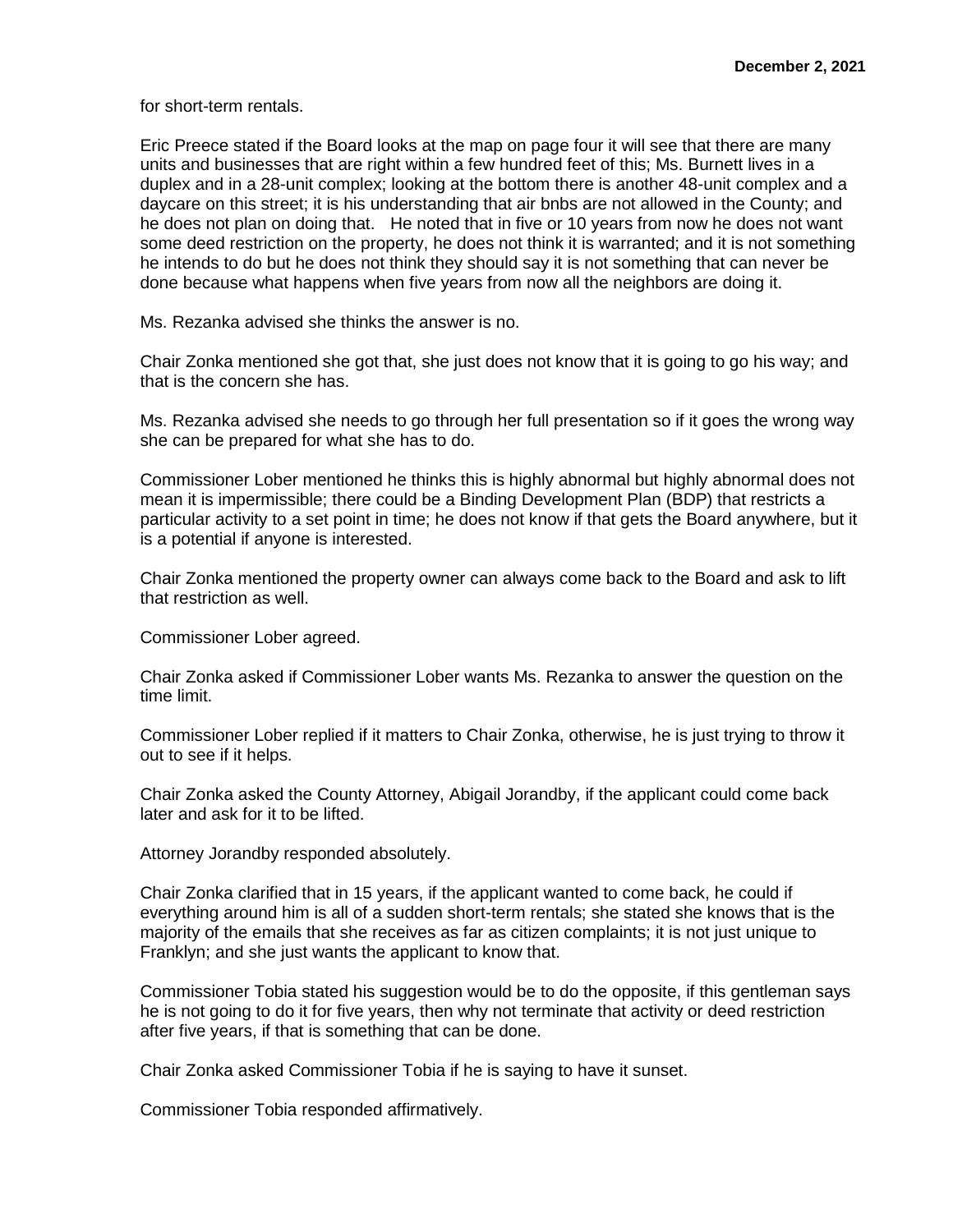for short-term rentals.

Eric Preece stated if the Board looks at the map on page four it will see that there are many units and businesses that are right within a few hundred feet of this; Ms. Burnett lives in a duplex and in a 28-unit complex; looking at the bottom there is another 48-unit complex and a daycare on this street; it is his understanding that air bnbs are not allowed in the County; and he does not plan on doing that. He noted that in five or 10 years from now he does not want some deed restriction on the property, he does not think it is warranted; and it is not something he intends to do but he does not think they should say it is not something that can never be done because what happens when five years from now all the neighbors are doing it.

Ms. Rezanka advised she thinks the answer is no.

Chair Zonka mentioned she got that, she just does not know that it is going to go his way; and that is the concern she has.

Ms. Rezanka advised she needs to go through her full presentation so if it goes the wrong way she can be prepared for what she has to do.

Commissioner Lober mentioned he thinks this is highly abnormal but highly abnormal does not mean it is impermissible; there could be a Binding Development Plan (BDP) that restricts a particular activity to a set point in time; he does not know if that gets the Board anywhere, but it is a potential if anyone is interested.

Chair Zonka mentioned the property owner can always come back to the Board and ask to lift that restriction as well.

Commissioner Lober agreed.

Chair Zonka asked if Commissioner Lober wants Ms. Rezanka to answer the question on the time limit.

Commissioner Lober replied if it matters to Chair Zonka, otherwise, he is just trying to throw it out to see if it helps.

Chair Zonka asked the County Attorney, Abigail Jorandby, if the applicant could come back later and ask for it to be lifted.

Attorney Jorandby responded absolutely.

Chair Zonka clarified that in 15 years, if the applicant wanted to come back, he could if everything around him is all of a sudden short-term rentals; she stated she knows that is the majority of the emails that she receives as far as citizen complaints; it is not just unique to Franklyn; and she just wants the applicant to know that.

Commissioner Tobia stated his suggestion would be to do the opposite, if this gentleman says he is not going to do it for five years, then why not terminate that activity or deed restriction after five years, if that is something that can be done.

Chair Zonka asked Commissioner Tobia if he is saying to have it sunset.

Commissioner Tobia responded affirmatively.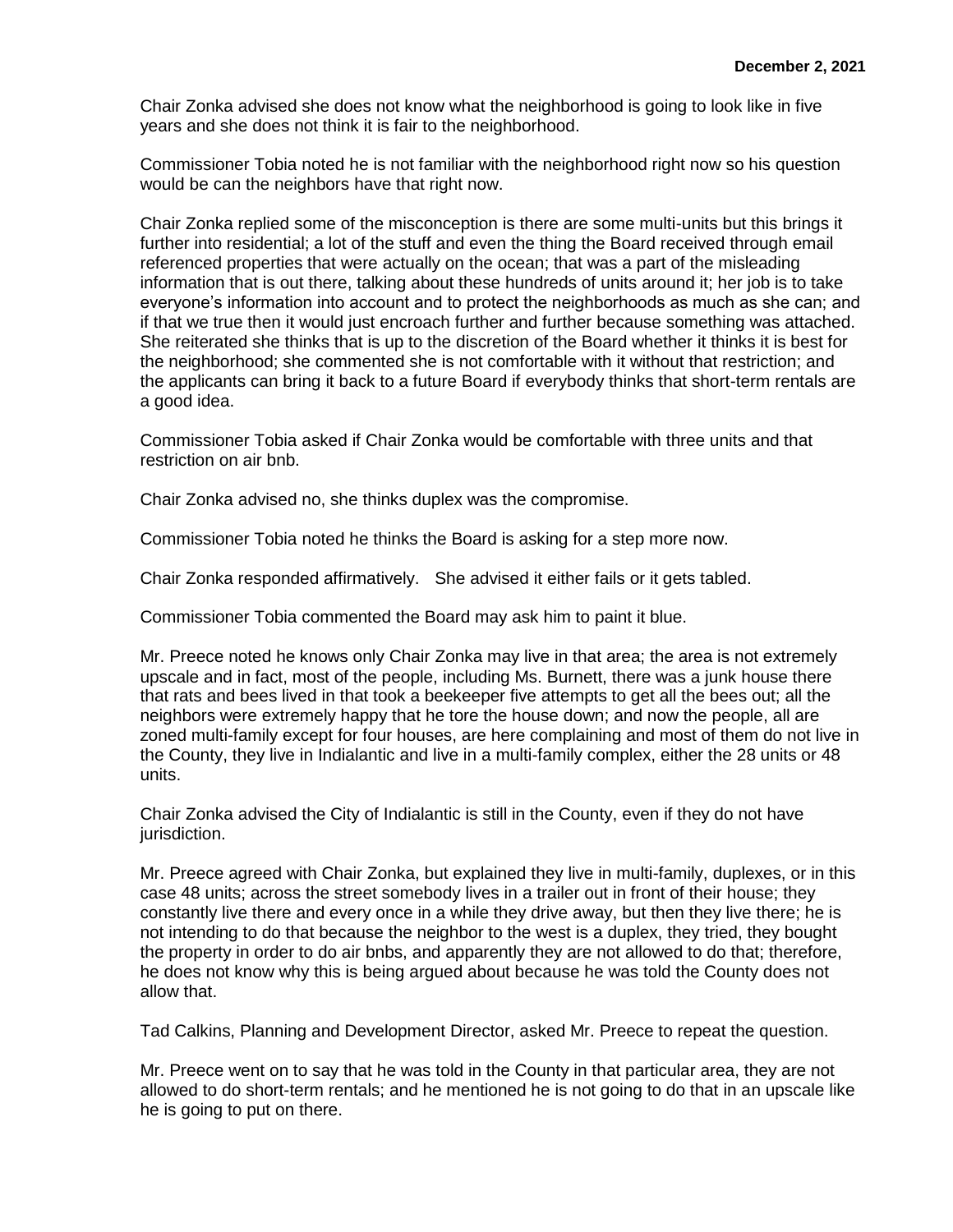Chair Zonka advised she does not know what the neighborhood is going to look like in five years and she does not think it is fair to the neighborhood.

Commissioner Tobia noted he is not familiar with the neighborhood right now so his question would be can the neighbors have that right now.

Chair Zonka replied some of the misconception is there are some multi-units but this brings it further into residential; a lot of the stuff and even the thing the Board received through email referenced properties that were actually on the ocean; that was a part of the misleading information that is out there, talking about these hundreds of units around it; her job is to take everyone's information into account and to protect the neighborhoods as much as she can; and if that we true then it would just encroach further and further because something was attached. She reiterated she thinks that is up to the discretion of the Board whether it thinks it is best for the neighborhood; she commented she is not comfortable with it without that restriction; and the applicants can bring it back to a future Board if everybody thinks that short-term rentals are a good idea.

Commissioner Tobia asked if Chair Zonka would be comfortable with three units and that restriction on air bnb.

Chair Zonka advised no, she thinks duplex was the compromise.

Commissioner Tobia noted he thinks the Board is asking for a step more now.

Chair Zonka responded affirmatively. She advised it either fails or it gets tabled.

Commissioner Tobia commented the Board may ask him to paint it blue.

Mr. Preece noted he knows only Chair Zonka may live in that area; the area is not extremely upscale and in fact, most of the people, including Ms. Burnett, there was a junk house there that rats and bees lived in that took a beekeeper five attempts to get all the bees out; all the neighbors were extremely happy that he tore the house down; and now the people, all are zoned multi-family except for four houses, are here complaining and most of them do not live in the County, they live in Indialantic and live in a multi-family complex, either the 28 units or 48 units.

Chair Zonka advised the City of Indialantic is still in the County, even if they do not have jurisdiction.

Mr. Preece agreed with Chair Zonka, but explained they live in multi-family, duplexes, or in this case 48 units; across the street somebody lives in a trailer out in front of their house; they constantly live there and every once in a while they drive away, but then they live there; he is not intending to do that because the neighbor to the west is a duplex, they tried, they bought the property in order to do air bnbs, and apparently they are not allowed to do that; therefore, he does not know why this is being argued about because he was told the County does not allow that.

Tad Calkins, Planning and Development Director, asked Mr. Preece to repeat the question.

Mr. Preece went on to say that he was told in the County in that particular area, they are not allowed to do short-term rentals; and he mentioned he is not going to do that in an upscale like he is going to put on there.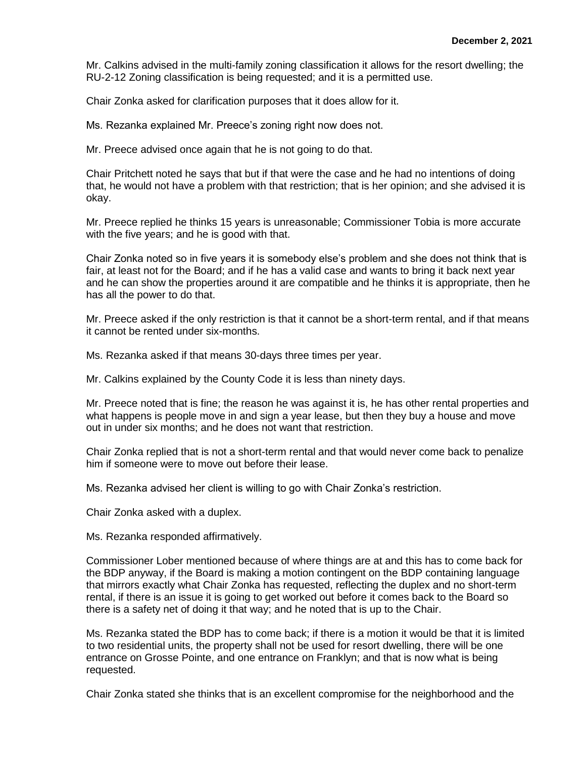Mr. Calkins advised in the multi-family zoning classification it allows for the resort dwelling; the RU-2-12 Zoning classification is being requested; and it is a permitted use.

Chair Zonka asked for clarification purposes that it does allow for it.

Ms. Rezanka explained Mr. Preece's zoning right now does not.

Mr. Preece advised once again that he is not going to do that.

Chair Pritchett noted he says that but if that were the case and he had no intentions of doing that, he would not have a problem with that restriction; that is her opinion; and she advised it is okay.

Mr. Preece replied he thinks 15 years is unreasonable; Commissioner Tobia is more accurate with the five years; and he is good with that.

Chair Zonka noted so in five years it is somebody else's problem and she does not think that is fair, at least not for the Board; and if he has a valid case and wants to bring it back next year and he can show the properties around it are compatible and he thinks it is appropriate, then he has all the power to do that.

Mr. Preece asked if the only restriction is that it cannot be a short-term rental, and if that means it cannot be rented under six-months.

Ms. Rezanka asked if that means 30-days three times per year.

Mr. Calkins explained by the County Code it is less than ninety days.

Mr. Preece noted that is fine; the reason he was against it is, he has other rental properties and what happens is people move in and sign a year lease, but then they buy a house and move out in under six months; and he does not want that restriction.

Chair Zonka replied that is not a short-term rental and that would never come back to penalize him if someone were to move out before their lease.

Ms. Rezanka advised her client is willing to go with Chair Zonka's restriction.

Chair Zonka asked with a duplex.

Ms. Rezanka responded affirmatively.

Commissioner Lober mentioned because of where things are at and this has to come back for the BDP anyway, if the Board is making a motion contingent on the BDP containing language that mirrors exactly what Chair Zonka has requested, reflecting the duplex and no short-term rental, if there is an issue it is going to get worked out before it comes back to the Board so there is a safety net of doing it that way; and he noted that is up to the Chair.

Ms. Rezanka stated the BDP has to come back; if there is a motion it would be that it is limited to two residential units, the property shall not be used for resort dwelling, there will be one entrance on Grosse Pointe, and one entrance on Franklyn; and that is now what is being requested.

Chair Zonka stated she thinks that is an excellent compromise for the neighborhood and the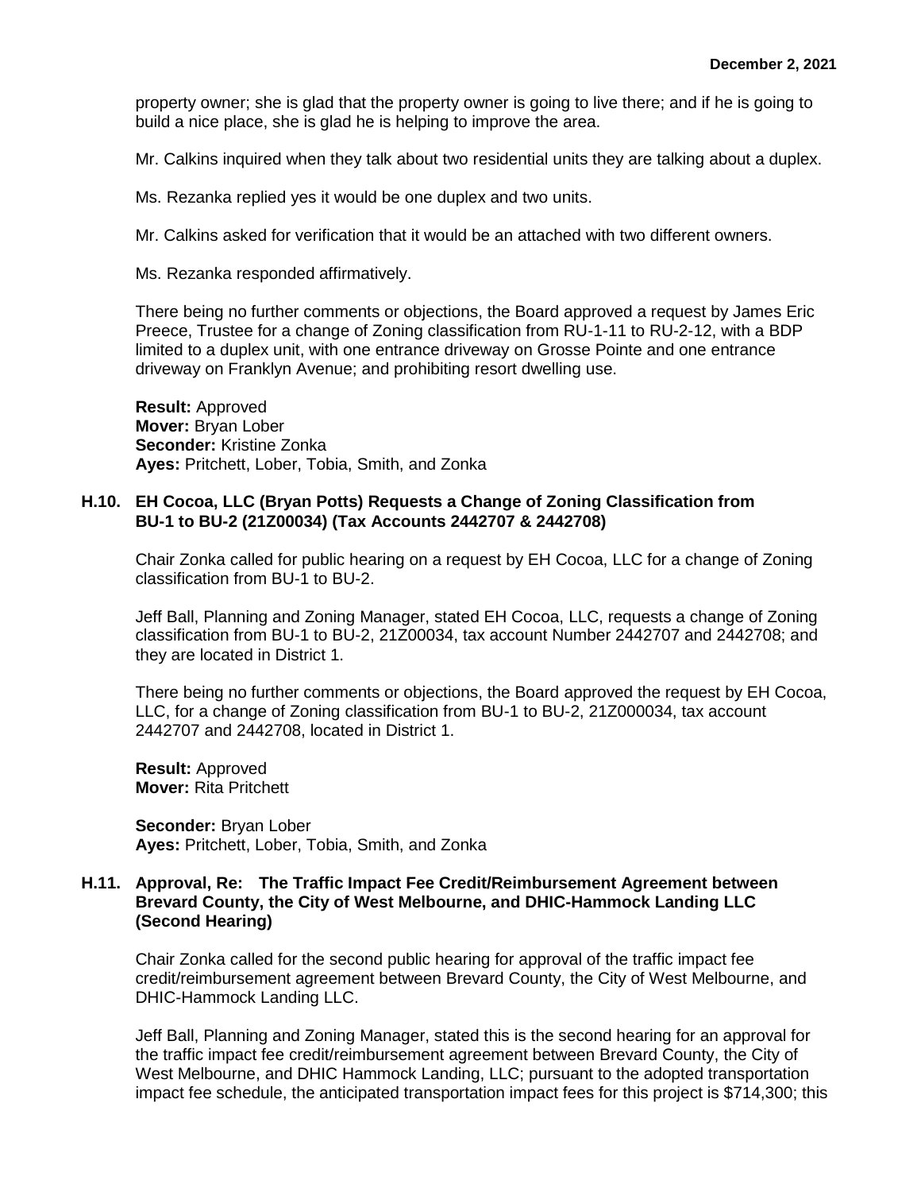property owner; she is glad that the property owner is going to live there; and if he is going to build a nice place, she is glad he is helping to improve the area.

Mr. Calkins inquired when they talk about two residential units they are talking about a duplex.

Ms. Rezanka replied yes it would be one duplex and two units.

Mr. Calkins asked for verification that it would be an attached with two different owners.

Ms. Rezanka responded affirmatively.

There being no further comments or objections, the Board approved a request by James Eric Preece, Trustee for a change of Zoning classification from RU-1-11 to RU-2-12, with a BDP limited to a duplex unit, with one entrance driveway on Grosse Pointe and one entrance driveway on Franklyn Avenue; and prohibiting resort dwelling use.

**Result:** Approved
**Mover:** Bryan Lober
**Seconder:** Kristine Zonka
**Ayes:** Pritchett, Lober, Tobia, Smith, and Zonka

### H.10. EH Cocoa, LLC (Bryan Potts) Requests a Change of Zoning Classification from BU-1 to BU-2 (21Z00034) (Tax Accounts 2442707 & 2442708)

Chair Zonka called for public hearing on a request by EH Cocoa, LLC for a change of Zoning classification from BU-1 to BU-2.

Jeff Ball, Planning and Zoning Manager, stated EH Cocoa, LLC, requests a change of Zoning classification from BU-1 to BU-2, 21Z00034, tax account Number 2442707 and 2442708; and they are located in District 1.

There being no further comments or objections, the Board approved the request by EH Cocoa, LLC, for a change of Zoning classification from BU-1 to BU-2, 21Z000034, tax account 2442707 and 2442708, located in District 1.

**Result:** Approved
**Mover:** Rita Pritchett

**Seconder:** Bryan Lober
**Ayes:** Pritchett, Lober, Tobia, Smith, and Zonka

### H.11. Approval, Re: The Traffic Impact Fee Credit/Reimbursement Agreement between Brevard County, the City of West Melbourne, and DHIC-Hammock Landing LLC (Second Hearing)

Chair Zonka called for the second public hearing for approval of the traffic impact fee credit/reimbursement agreement between Brevard County, the City of West Melbourne, and DHIC-Hammock Landing LLC.

Jeff Ball, Planning and Zoning Manager, stated this is the second hearing for an approval for the traffic impact fee credit/reimbursement agreement between Brevard County, the City of West Melbourne, and DHIC Hammock Landing, LLC; pursuant to the adopted transportation impact fee schedule, the anticipated transportation impact fees for this project is $714,300; this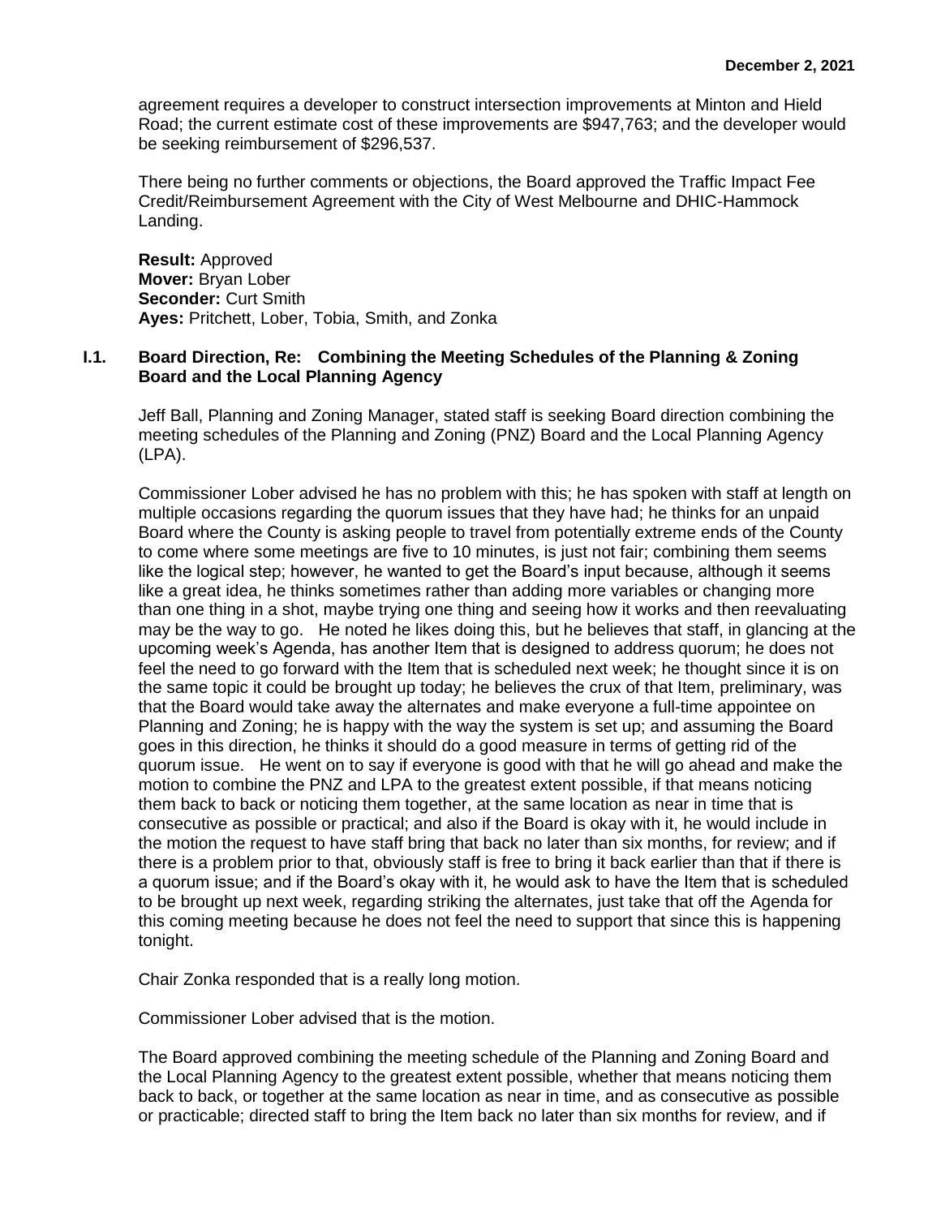agreement requires a developer to construct intersection improvements at Minton and Hield Road; the current estimate cost of these improvements are $947,763; and the developer would be seeking reimbursement of $296,537.

There being no further comments or objections, the Board approved the Traffic Impact Fee Credit/Reimbursement Agreement with the City of West Melbourne and DHIC-Hammock Landing.

**Result:** Approved
**Mover:** Bryan Lober
**Seconder:** Curt Smith
**Ayes:** Pritchett, Lober, Tobia, Smith, and Zonka

### I.1. Board Direction, Re: Combining the Meeting Schedules of the Planning & Zoning Board and the Local Planning Agency

Jeff Ball, Planning and Zoning Manager, stated staff is seeking Board direction combining the meeting schedules of the Planning and Zoning (PNZ) Board and the Local Planning Agency (LPA).

Commissioner Lober advised he has no problem with this; he has spoken with staff at length on multiple occasions regarding the quorum issues that they have had; he thinks for an unpaid Board where the County is asking people to travel from potentially extreme ends of the County to come where some meetings are five to 10 minutes, is just not fair; combining them seems like the logical step; however, he wanted to get the Board's input because, although it seems like a great idea, he thinks sometimes rather than adding more variables or changing more than one thing in a shot, maybe trying one thing and seeing how it works and then reevaluating may be the way to go. He noted he likes doing this, but he believes that staff, in glancing at the upcoming week's Agenda, has another Item that is designed to address quorum; he does not feel the need to go forward with the Item that is scheduled next week; he thought since it is on the same topic it could be brought up today; he believes the crux of that Item, preliminary, was that the Board would take away the alternates and make everyone a full-time appointee on Planning and Zoning; he is happy with the way the system is set up; and assuming the Board goes in this direction, he thinks it should do a good measure in terms of getting rid of the quorum issue. He went on to say if everyone is good with that he will go ahead and make the motion to combine the PNZ and LPA to the greatest extent possible, if that means noticing them back to back or noticing them together, at the same location as near in time that is consecutive as possible or practical; and also if the Board is okay with it, he would include in the motion the request to have staff bring that back no later than six months, for review; and if there is a problem prior to that, obviously staff is free to bring it back earlier than that if there is a quorum issue; and if the Board's okay with it, he would ask to have the Item that is scheduled to be brought up next week, regarding striking the alternates, just take that off the Agenda for this coming meeting because he does not feel the need to support that since this is happening tonight.

Chair Zonka responded that is a really long motion.

Commissioner Lober advised that is the motion.

The Board approved combining the meeting schedule of the Planning and Zoning Board and the Local Planning Agency to the greatest extent possible, whether that means noticing them back to back, or together at the same location as near in time, and as consecutive as possible or practicable; directed staff to bring the Item back no later than six months for review, and if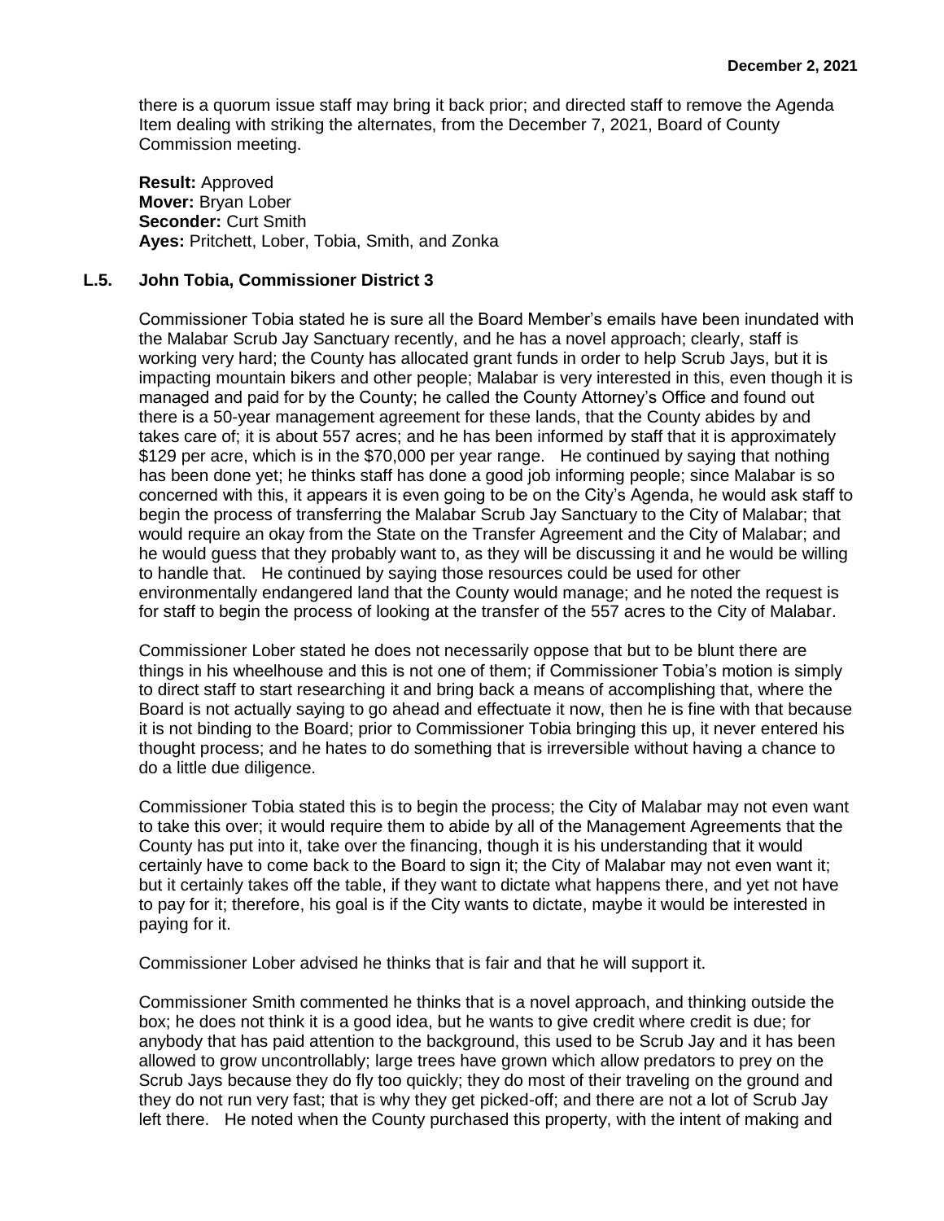there is a quorum issue staff may bring it back prior; and directed staff to remove the Agenda Item dealing with striking the alternates, from the December 7, 2021, Board of County Commission meeting.

**Result:** Approved
**Mover:** Bryan Lober
**Seconder:** Curt Smith
**Ayes:** Pritchett, Lober, Tobia, Smith, and Zonka

## L.5. John Tobia, Commissioner District 3

Commissioner Tobia stated he is sure all the Board Member's emails have been inundated with the Malabar Scrub Jay Sanctuary recently, and he has a novel approach; clearly, staff is working very hard; the County has allocated grant funds in order to help Scrub Jays, but it is impacting mountain bikers and other people; Malabar is very interested in this, even though it is managed and paid for by the County; he called the County Attorney's Office and found out there is a 50-year management agreement for these lands, that the County abides by and takes care of; it is about 557 acres; and he has been informed by staff that it is approximately $129 per acre, which is in the $70,000 per year range. He continued by saying that nothing has been done yet; he thinks staff has done a good job informing people; since Malabar is so concerned with this, it appears it is even going to be on the City's Agenda, he would ask staff to begin the process of transferring the Malabar Scrub Jay Sanctuary to the City of Malabar; that would require an okay from the State on the Transfer Agreement and the City of Malabar; and he would guess that they probably want to, as they will be discussing it and he would be willing to handle that. He continued by saying those resources could be used for other environmentally endangered land that the County would manage; and he noted the request is for staff to begin the process of looking at the transfer of the 557 acres to the City of Malabar.

Commissioner Lober stated he does not necessarily oppose that but to be blunt there are things in his wheelhouse and this is not one of them; if Commissioner Tobia's motion is simply to direct staff to start researching it and bring back a means of accomplishing that, where the Board is not actually saying to go ahead and effectuate it now, then he is fine with that because it is not binding to the Board; prior to Commissioner Tobia bringing this up, it never entered his thought process; and he hates to do something that is irreversible without having a chance to do a little due diligence.

Commissioner Tobia stated this is to begin the process; the City of Malabar may not even want to take this over; it would require them to abide by all of the Management Agreements that the County has put into it, take over the financing, though it is his understanding that it would certainly have to come back to the Board to sign it; the City of Malabar may not even want it; but it certainly takes off the table, if they want to dictate what happens there, and yet not have to pay for it; therefore, his goal is if the City wants to dictate, maybe it would be interested in paying for it.

Commissioner Lober advised he thinks that is fair and that he will support it.

Commissioner Smith commented he thinks that is a novel approach, and thinking outside the box; he does not think it is a good idea, but he wants to give credit where credit is due; for anybody that has paid attention to the background, this used to be Scrub Jay and it has been allowed to grow uncontrollably; large trees have grown which allow predators to prey on the Scrub Jays because they do fly too quickly; they do most of their traveling on the ground and they do not run very fast; that is why they get picked-off; and there are not a lot of Scrub Jay left there. He noted when the County purchased this property, with the intent of making and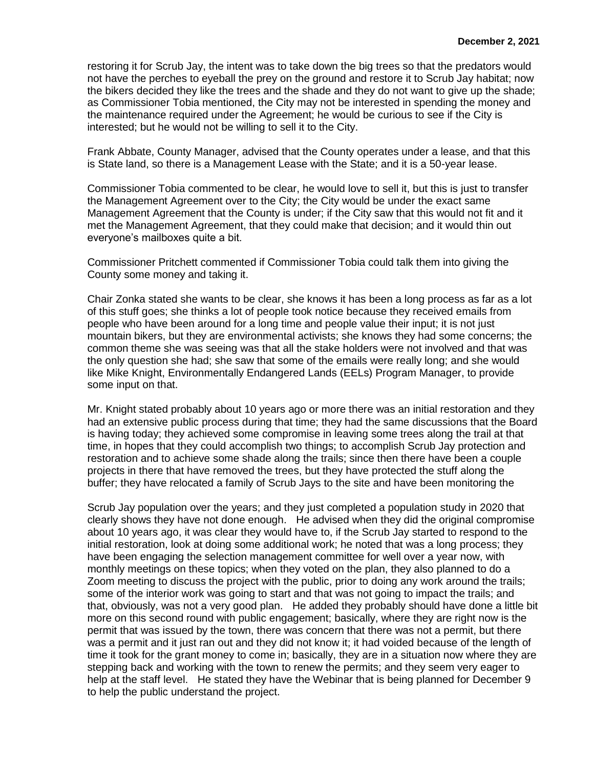restoring it for Scrub Jay, the intent was to take down the big trees so that the predators would not have the perches to eyeball the prey on the ground and restore it to Scrub Jay habitat; now the bikers decided they like the trees and the shade and they do not want to give up the shade; as Commissioner Tobia mentioned, the City may not be interested in spending the money and the maintenance required under the Agreement; he would be curious to see if the City is interested; but he would not be willing to sell it to the City.

Frank Abbate, County Manager, advised that the County operates under a lease, and that this is State land, so there is a Management Lease with the State; and it is a 50-year lease.

Commissioner Tobia commented to be clear, he would love to sell it, but this is just to transfer the Management Agreement over to the City; the City would be under the exact same Management Agreement that the County is under; if the City saw that this would not fit and it met the Management Agreement, that they could make that decision; and it would thin out everyone's mailboxes quite a bit.

Commissioner Pritchett commented if Commissioner Tobia could talk them into giving the County some money and taking it.

Chair Zonka stated she wants to be clear, she knows it has been a long process as far as a lot of this stuff goes; she thinks a lot of people took notice because they received emails from people who have been around for a long time and people value their input; it is not just mountain bikers, but they are environmental activists; she knows they had some concerns; the common theme she was seeing was that all the stake holders were not involved and that was the only question she had; she saw that some of the emails were really long; and she would like Mike Knight, Environmentally Endangered Lands (EELs) Program Manager, to provide some input on that.

Mr. Knight stated probably about 10 years ago or more there was an initial restoration and they had an extensive public process during that time; they had the same discussions that the Board is having today; they achieved some compromise in leaving some trees along the trail at that time, in hopes that they could accomplish two things; to accomplish Scrub Jay protection and restoration and to achieve some shade along the trails; since then there have been a couple projects in there that have removed the trees, but they have protected the stuff along the buffer; they have relocated a family of Scrub Jays to the site and have been monitoring the Scrub Jay population over the years; and they just completed a population study in 2020 that clearly shows they have not done enough. He advised when they did the original compromise about 10 years ago, it was clear they would have to, if the Scrub Jay started to respond to the initial restoration, look at doing some additional work; he noted that was a long process; they have been engaging the selection management committee for well over a year now, with monthly meetings on these topics; when they voted on the plan, they also planned to do a Zoom meeting to discuss the project with the public, prior to doing any work around the trails; some of the interior work was going to start and that was not going to impact the trails; and that, obviously, was not a very good plan. He added they probably should have done a little bit more on this second round with public engagement; basically, where they are right now is the permit that was issued by the town, there was concern that there was not a permit, but there was a permit and it just ran out and they did not know it; it had voided because of the length of time it took for the grant money to come in; basically, they are in a situation now where they are stepping back and working with the town to renew the permits; and they seem very eager to help at the staff level. He stated they have the Webinar that is being planned for December 9 to help the public understand the project.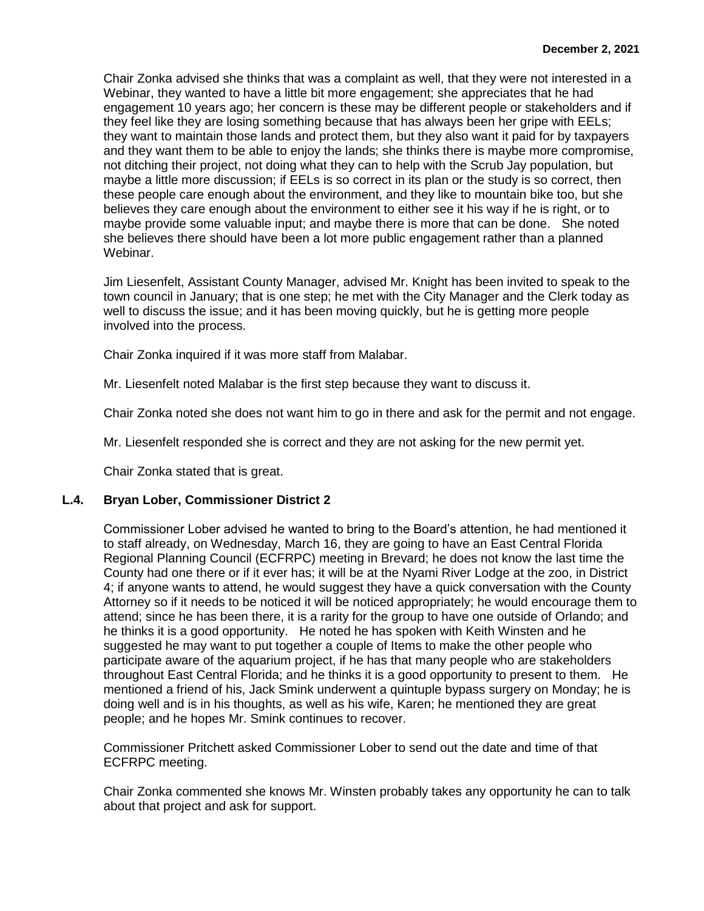Chair Zonka advised she thinks that was a complaint as well, that they were not interested in a Webinar, they wanted to have a little bit more engagement; she appreciates that he had engagement 10 years ago; her concern is these may be different people or stakeholders and if they feel like they are losing something because that has always been her gripe with EELs; they want to maintain those lands and protect them, but they also want it paid for by taxpayers and they want them to be able to enjoy the lands; she thinks there is maybe more compromise, not ditching their project, not doing what they can to help with the Scrub Jay population, but maybe a little more discussion; if EELs is so correct in its plan or the study is so correct, then these people care enough about the environment, and they like to mountain bike too, but she believes they care enough about the environment to either see it his way if he is right, or to maybe provide some valuable input; and maybe there is more that can be done. She noted she believes there should have been a lot more public engagement rather than a planned Webinar.

Jim Liesenfelt, Assistant County Manager, advised Mr. Knight has been invited to speak to the town council in January; that is one step; he met with the City Manager and the Clerk today as well to discuss the issue; and it has been moving quickly, but he is getting more people involved into the process.

Chair Zonka inquired if it was more staff from Malabar.

Mr. Liesenfelt noted Malabar is the first step because they want to discuss it.

Chair Zonka noted she does not want him to go in there and ask for the permit and not engage.

Mr. Liesenfelt responded she is correct and they are not asking for the new permit yet.

Chair Zonka stated that is great.

### L.4. Bryan Lober, Commissioner District 2

Commissioner Lober advised he wanted to bring to the Board's attention, he had mentioned it to staff already, on Wednesday, March 16, they are going to have an East Central Florida Regional Planning Council (ECFRPC) meeting in Brevard; he does not know the last time the County had one there or if it ever has; it will be at the Nyami River Lodge at the zoo, in District 4; if anyone wants to attend, he would suggest they have a quick conversation with the County Attorney so if it needs to be noticed it will be noticed appropriately; he would encourage them to attend; since he has been there, it is a rarity for the group to have one outside of Orlando; and he thinks it is a good opportunity. He noted he has spoken with Keith Winsten and he suggested he may want to put together a couple of Items to make the other people who participate aware of the aquarium project, if he has that many people who are stakeholders throughout East Central Florida; and he thinks it is a good opportunity to present to them. He mentioned a friend of his, Jack Smink underwent a quintuple bypass surgery on Monday; he is doing well and is in his thoughts, as well as his wife, Karen; he mentioned they are great people; and he hopes Mr. Smink continues to recover.

Commissioner Pritchett asked Commissioner Lober to send out the date and time of that ECFRPC meeting.

Chair Zonka commented she knows Mr. Winsten probably takes any opportunity he can to talk about that project and ask for support.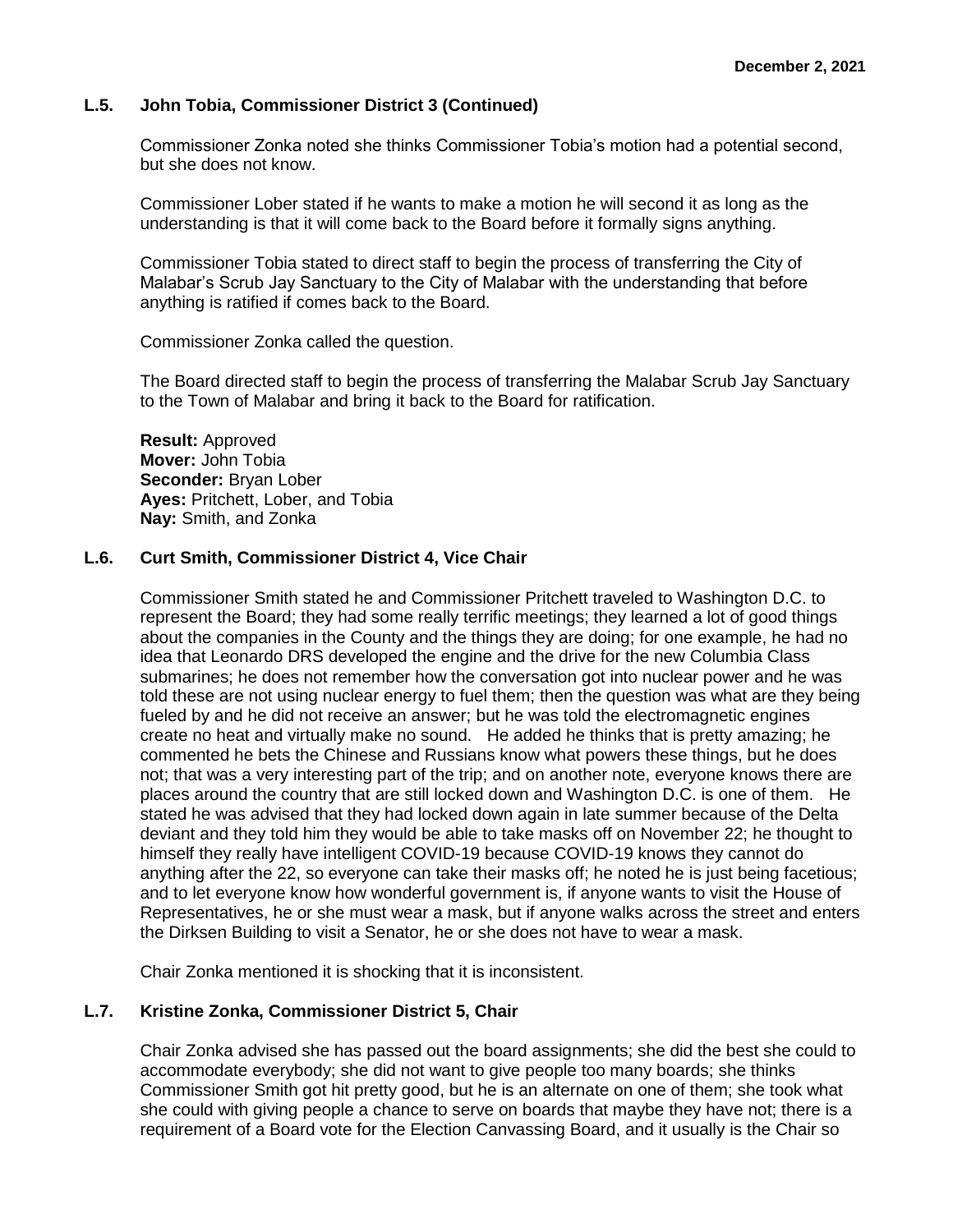## L.5. John Tobia, Commissioner District 3 (Continued)

Commissioner Zonka noted she thinks Commissioner Tobia's motion had a potential second, but she does not know.

Commissioner Lober stated if he wants to make a motion he will second it as long as the understanding is that it will come back to the Board before it formally signs anything.

Commissioner Tobia stated to direct staff to begin the process of transferring the City of Malabar's Scrub Jay Sanctuary to the City of Malabar with the understanding that before anything is ratified if comes back to the Board.

Commissioner Zonka called the question.

The Board directed staff to begin the process of transferring the Malabar Scrub Jay Sanctuary to the Town of Malabar and bring it back to the Board for ratification.

**Result:** Approved
**Mover:** John Tobia
**Seconder:** Bryan Lober
**Ayes:** Pritchett, Lober, and Tobia
**Nay:** Smith, and Zonka

## L.6. Curt Smith, Commissioner District 4, Vice Chair

Commissioner Smith stated he and Commissioner Pritchett traveled to Washington D.C. to represent the Board; they had some really terrific meetings; they learned a lot of good things about the companies in the County and the things they are doing; for one example, he had no idea that Leonardo DRS developed the engine and the drive for the new Columbia Class submarines; he does not remember how the conversation got into nuclear power and he was told these are not using nuclear energy to fuel them; then the question was what are they being fueled by and he did not receive an answer; but he was told the electromagnetic engines create no heat and virtually make no sound. He added he thinks that is pretty amazing; he commented he bets the Chinese and Russians know what powers these things, but he does not; that was a very interesting part of the trip; and on another note, everyone knows there are places around the country that are still locked down and Washington D.C. is one of them. He stated he was advised that they had locked down again in late summer because of the Delta deviant and they told him they would be able to take masks off on November 22; he thought to himself they really have intelligent COVID-19 because COVID-19 knows they cannot do anything after the 22, so everyone can take their masks off; he noted he is just being facetious; and to let everyone know how wonderful government is, if anyone wants to visit the House of Representatives, he or she must wear a mask, but if anyone walks across the street and enters the Dirksen Building to visit a Senator, he or she does not have to wear a mask.

Chair Zonka mentioned it is shocking that it is inconsistent.

## L.7. Kristine Zonka, Commissioner District 5, Chair

Chair Zonka advised she has passed out the board assignments; she did the best she could to accommodate everybody; she did not want to give people too many boards; she thinks Commissioner Smith got hit pretty good, but he is an alternate on one of them; she took what she could with giving people a chance to serve on boards that maybe they have not; there is a requirement of a Board vote for the Election Canvassing Board, and it usually is the Chair so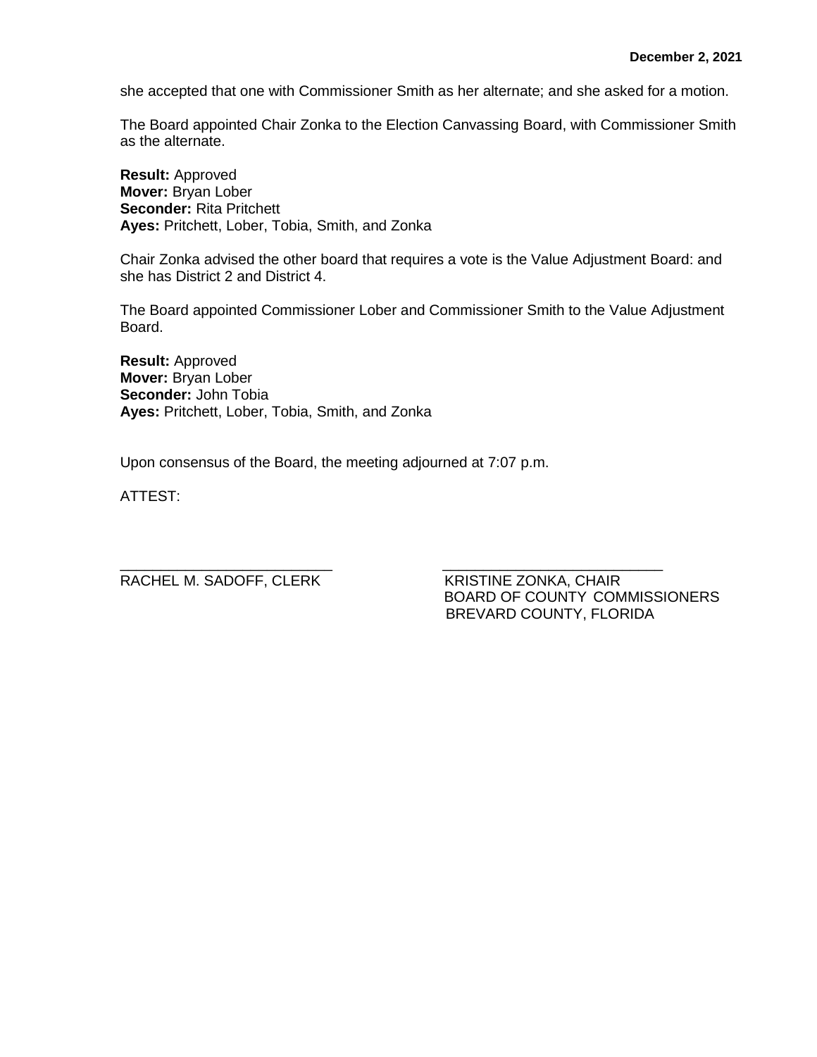she accepted that one with Commissioner Smith as her alternate; and she asked for a motion.

The Board appointed Chair Zonka to the Election Canvassing Board, with Commissioner Smith as the alternate.

**Result:** Approved
**Mover:** Bryan Lober
**Seconder:** Rita Pritchett
**Ayes:** Pritchett, Lober, Tobia, Smith, and Zonka

Chair Zonka advised the other board that requires a vote is the Value Adjustment Board: and she has District 2 and District 4.

The Board appointed Commissioner Lober and Commissioner Smith to the Value Adjustment Board.

**Result:** Approved
**Mover:** Bryan Lober
**Seconder:** John Tobia
**Ayes:** Pritchett, Lober, Tobia, Smith, and Zonka

Upon consensus of the Board, the meeting adjourned at 7:07 p.m.

ATTEST:

_________________________

RACHEL M. SADOFF, CLERK

_________________________

KRISTINE ZONKA, CHAIR
BOARD OF COUNTY COMMISSIONERS
BREVARD COUNTY, FLORIDA